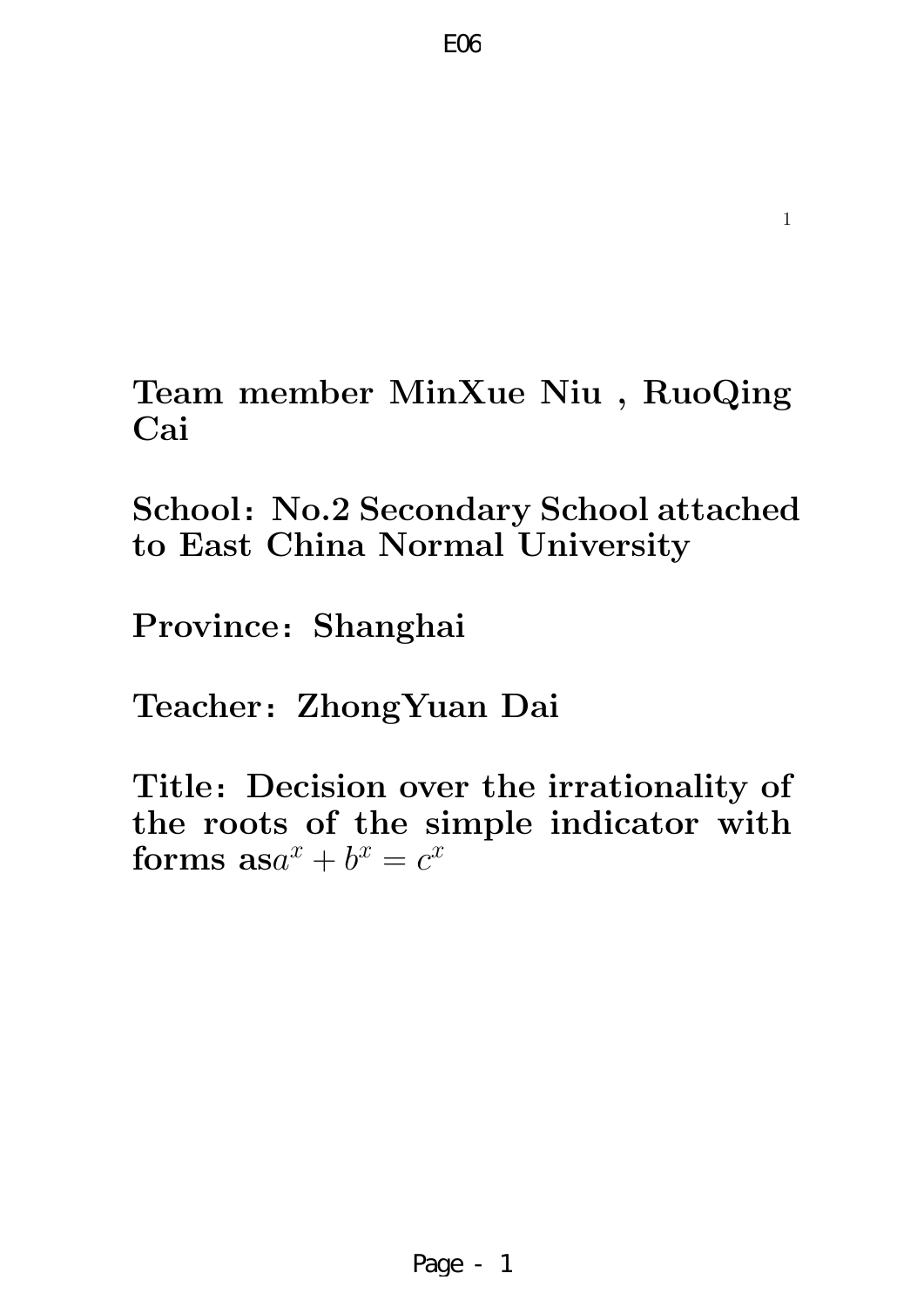**Team member MinXue Niu , RuoQing Cai**

**School：No.2 Secondary School attached to East China Normal University**

**Province：Shanghai**

**Teacher：ZhongYuan Dai**

**Title：Decision over the irrationality of the roots of the simple indicator with forms as**$a^x + b^x = c^x$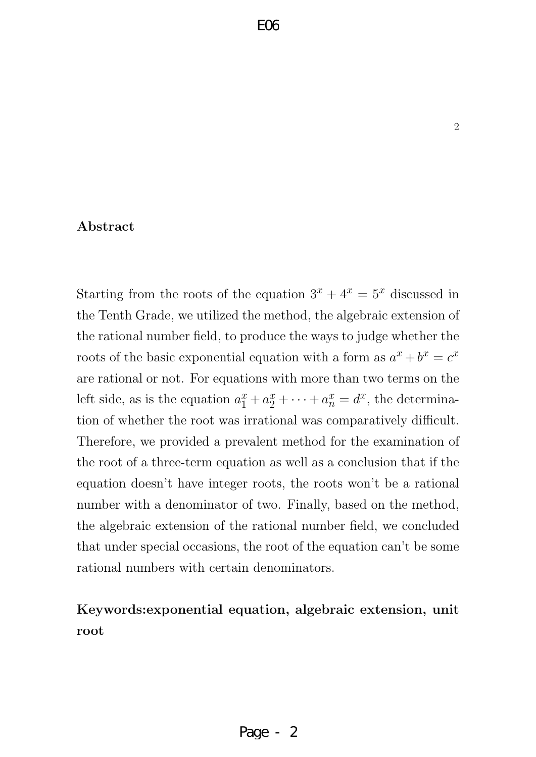## Abstract

Starting from the roots of the equation $3^x + 4^x = 5^x$ discussed in the Tenth Grade, we utilized the method, the algebraic extension of the rational number field, to produce the ways to judge whether the roots of the basic exponential equation with a form as $a^x + b^x = c^x$ are rational or not. For equations with more than two terms on the left side, as is the equation $a_1^x + a_2^x + \cdots + a_n^x = d^x$, the determination of whether the root was irrational was comparatively difficult. Therefore, we provided a prevalent method for the examination of the root of a three-term equation as well as a conclusion that if the equation doesn't have integer roots, the roots won't be a rational number with a denominator of two. Finally, based on the method, the algebraic extension of the rational number field, we concluded that under special occasions, the root of the equation can't be some rational numbers with certain denominators.

**Keywords:exponential equation, algebraic extension, unit root**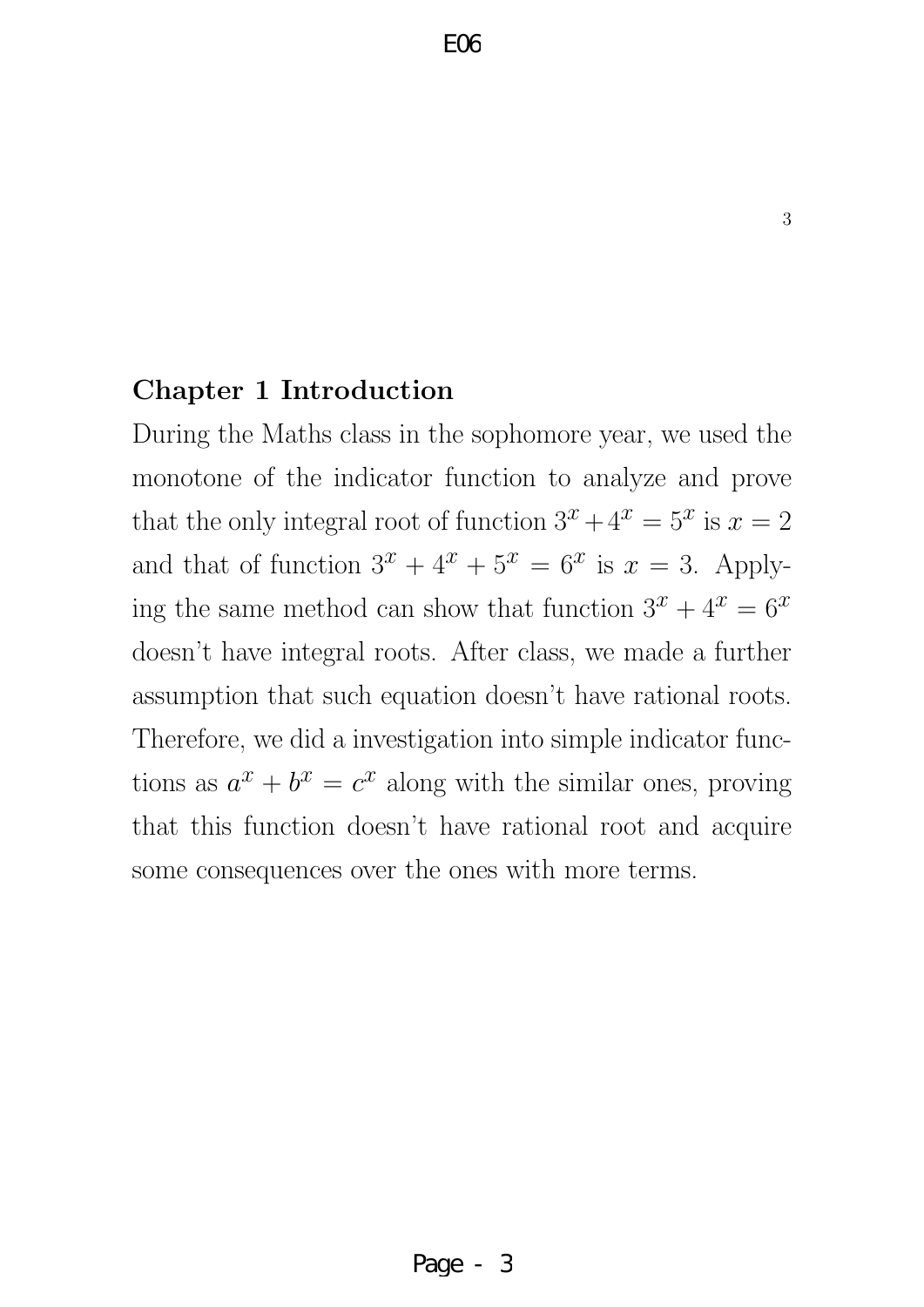# Chapter 1 Introduction

During the Maths class in the sophomore year, we used the monotone of the indicator function to analyze and prove that the only integral root of function $3^x + 4^x = 5^x$ is $x = 2$ and that of function $3^x + 4^x + 5^x = 6^x$ is $x = 3$. Applying the same method can show that function $3^x + 4^x = 6^x$ doesn't have integral roots. After class, we made a further assumption that such equation doesn't have rational roots. Therefore, we did a investigation into simple indicator functions as $a^x + b^x = c^x$ along with the similar ones, proving that this function doesn't have rational root and acquire some consequences over the ones with more terms.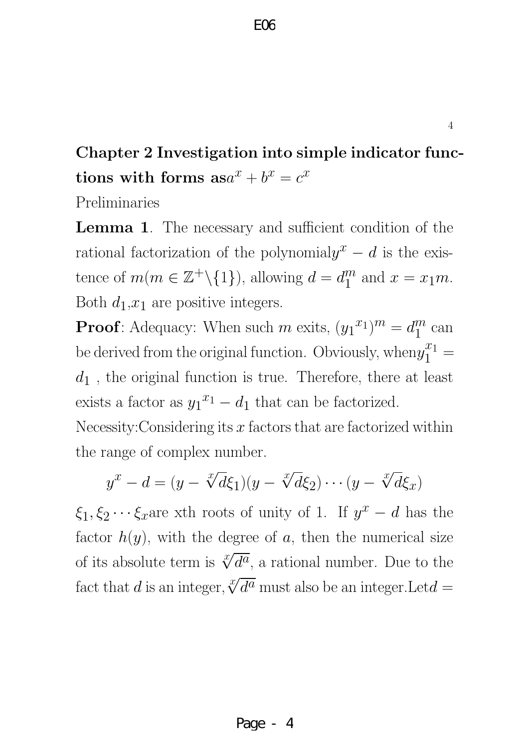## Chapter 2 Investigation into simple indicator functions with forms as$a^x + b^x = c^x$

Preliminaries

**Lemma 1**. The necessary and sufficient condition of the rational factorization of the polynomial$y^x - d$ is the existence of $m(m \in \mathbb{Z}^+ \backslash \{1\})$, allowing $d = d_1^m$ and $x = x_1 m$. Both $d_1$,$x_1$ are positive integers.

**Proof**: Adequacy: When such $m$ exits, $({y_1}^{x_1})^m = d_1^m$ can be derived from the original function. Obviously, when$y_1^{x_1} = d_1$ , the original function is true. Therefore, there at least exists a factor as ${y_1}^{x_1} - d_1$ that can be factorized.

Necessity:Considering its $x$ factors that are factorized within the range of complex number.

$$y^x - d = (y - \sqrt[x]{d}\xi_1)(y - \sqrt[x]{d}\xi_2) \cdots (y - \sqrt[x]{d}\xi_x)$$

$\xi_1, \xi_2 \cdots \xi_x$are xth roots of unity of 1. If $y^x - d$ has the factor $h(y)$, with the degree of $a$, then the numerical size of its absolute term is $\sqrt[x]{d^a}$, a rational number. Due to the fact that $d$ is an integer,$\sqrt[x]{d^a}$ must also be an integer.Let$d =$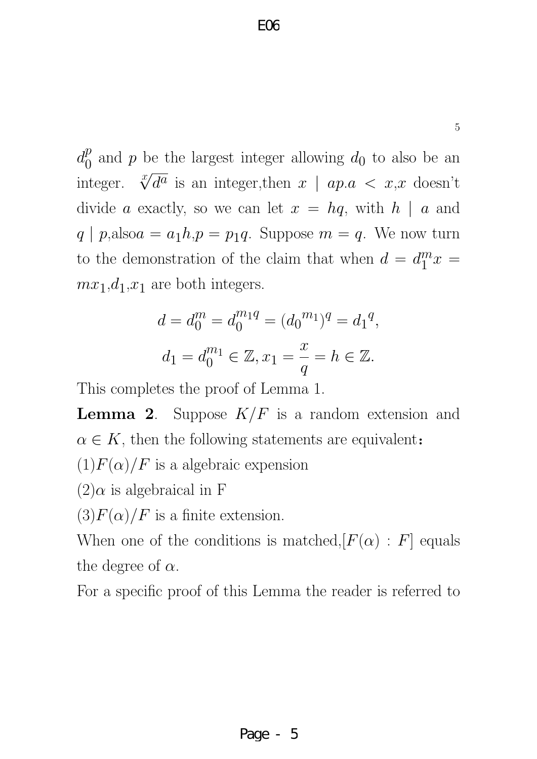$d_0^p$ and $p$ be the largest integer allowing $d_0$ to also be an integer. $\sqrt[x]{d^a}$ is an integer,then $x \mid ap.a < x$,$x$ doesn't divide $a$ exactly, so we can let $x = hq$, with $h \mid a$ and $q \mid p$,also$a = a_1 h$,$p = p_1 q$. Suppose $m = q$. We now turn to the demonstration of the claim that when $d = d_1^m x = m x_1$,$d_1$,$x_1$ are both integers.

$$d = d_0^m = d_0^{m_1 q} = ({d_0}^{m_1})^q = {d_1}^q,$$

$$d_1 = d_0^{m_1} \in \mathbb{Z}, x_1 = \frac{x}{q} = h \in \mathbb{Z}.$$

This completes the proof of Lemma 1.

**Lemma 2**. Suppose $K/F$ is a random extension and $\alpha \in K$, then the following statements are equivalent:

(1)$F(\alpha)/F$ is a algebraic expension

(2)$\alpha$ is algebraical in F

(3)$F(\alpha)/F$ is a finite extension.

When one of the conditions is matched,$[F(\alpha) : F]$ equals the degree of $\alpha$.

For a specific proof of this Lemma the reader is referred to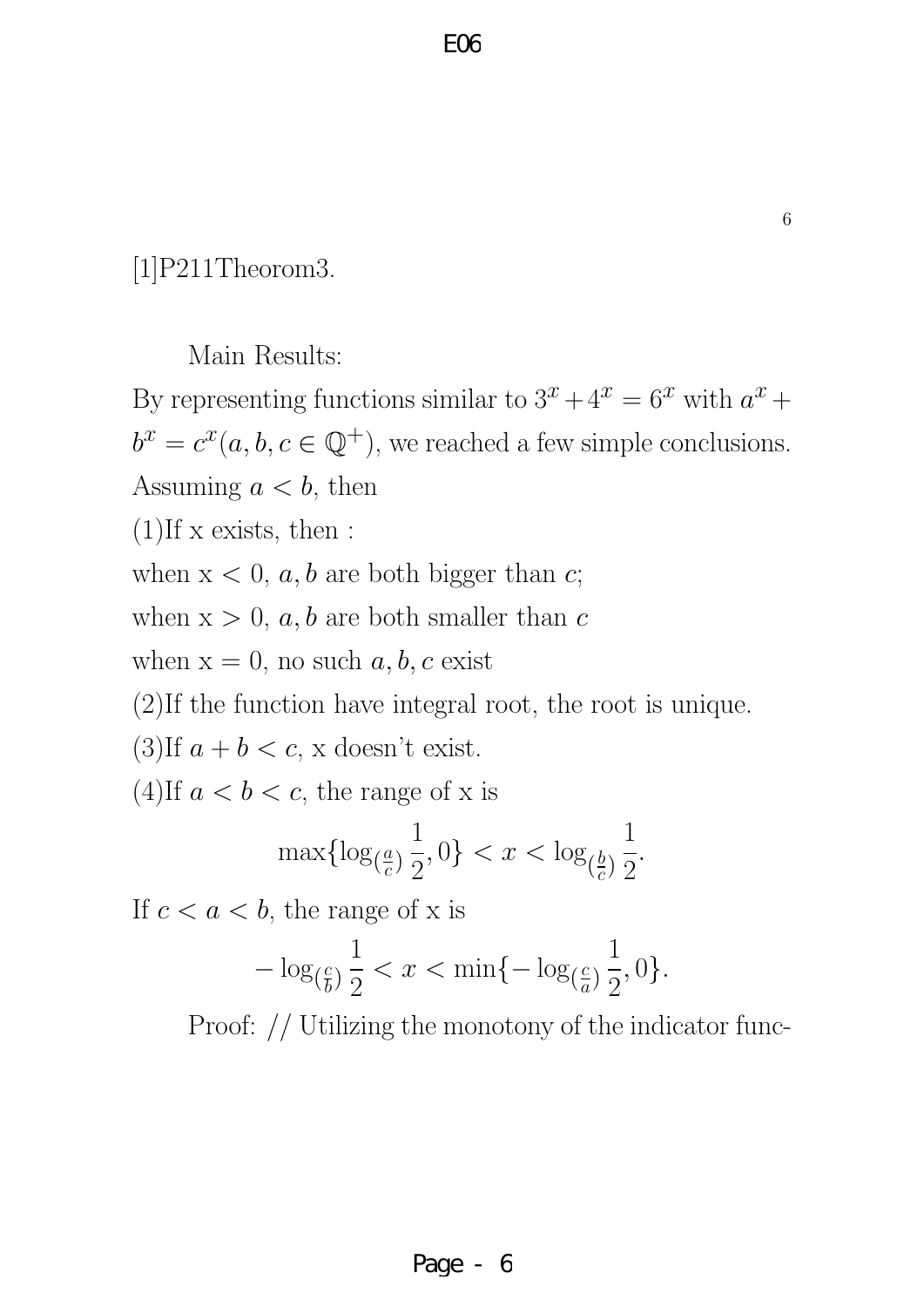[1]P211Theorom3.

Main Results:

By representing functions similar to $3^x + 4^x = 6^x$ with $a^x + b^x = c^x (a, b, c \in \mathbb{Q}^+)$, we reached a few simple conclusions.

Assuming $a < b$, then

(1)If x exists, then :

when x $< 0$, $a, b$ are both bigger than $c$;

when x $> 0$, $a, b$ are both smaller than $c$

when x $= 0$, no such $a, b, c$ exist

(2)If the function have integral root, the root is unique.

(3)If $a + b < c$, x doesn't exist.

(4)If $a < b < c$, the range of x is

$$\max\{\log_{(\frac{a}{c})} \frac{1}{2}, 0\} < x < \log_{(\frac{b}{c})} \frac{1}{2}.$$

If $c < a < b$, the range of x is

$$-\log_{(\frac{c}{b})} \frac{1}{2} < x < \min\{-\log_{(\frac{c}{a})} \frac{1}{2}, 0\}.$$

Proof: // Utilizing the monotony of the indicator func-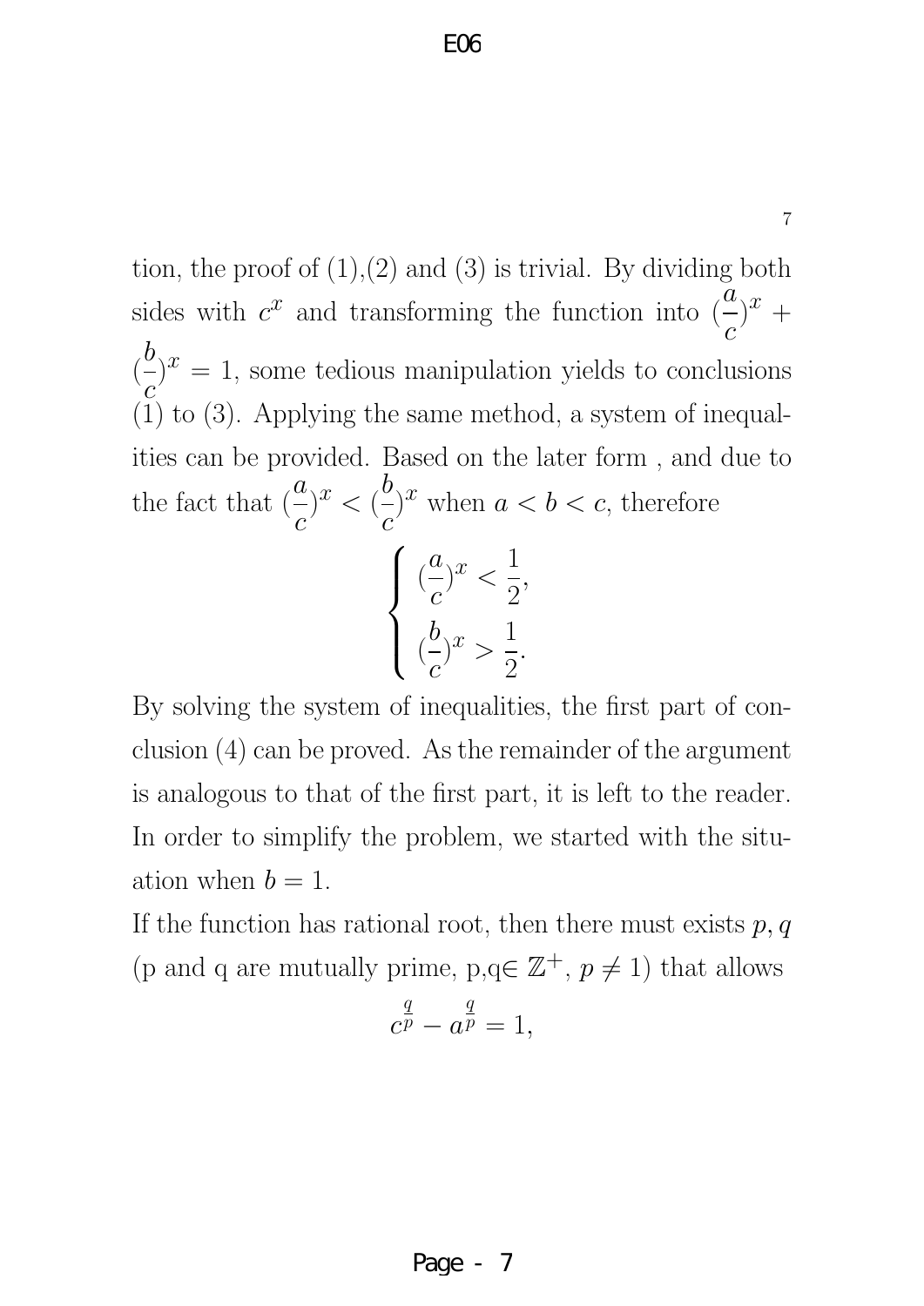tion, the proof of (1),(2) and (3) is trivial. By dividing both sides with $c^x$ and transforming the function into $(\frac{a}{c})^x + (\frac{b}{c})^x = 1$, some tedious manipulation yields to conclusions (1) to (3). Applying the same method, a system of inequalities can be provided. Based on the later form , and due to the fact that $(\frac{a}{c})^x < (\frac{b}{c})^x$ when $a < b < c$, therefore

$$\begin{cases} (\frac{a}{c})^x < \frac{1}{2}, \\ (\frac{b}{c})^x > \frac{1}{2}. \end{cases}$$

By solving the system of inequalities, the first part of conclusion (4) can be proved. As the remainder of the argument is analogous to that of the first part, it is left to the reader. In order to simplify the problem, we started with the situation when $b = 1$.

If the function has rational root, then there must exists $p, q$ (p and q are mutually prime, p,q$\in \mathbb{Z}^+$, $p \neq 1$) that allows

$$c^{\frac{q}{p}} - a^{\frac{q}{p}} = 1,$$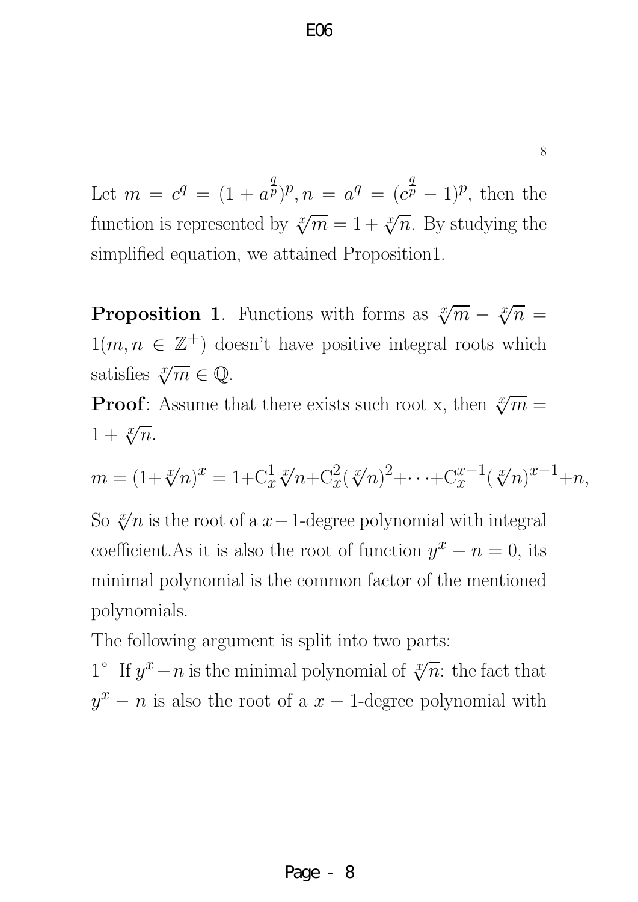Let $m = c^q = (1 + a^{\frac{q}{p}})^p, n = a^q = (c^{\frac{q}{p}} - 1)^p$, then the function is represented by $\sqrt[x]{m} = 1 + \sqrt[x]{n}$. By studying the simplified equation, we attained Proposition1.

**Proposition 1**. Functions with forms as $\sqrt[x]{m} - \sqrt[x]{n} = 1 (m, n \in \mathbb{Z}^+)$ doesn't have positive integral roots which satisfies $\sqrt[x]{m} \in \mathbb{Q}$.

**Proof**: Assume that there exists such root x, then $\sqrt[x]{m} = 1 + \sqrt[x]{n}$.

$$m = (1+\sqrt[x]{n})^x = 1+\mathrm{C}_x^1 \sqrt[x]{n}+\mathrm{C}_x^2 (\sqrt[x]{n})^2+\cdots+\mathrm{C}_x^{x-1} (\sqrt[x]{n})^{x-1}+n,$$

So $\sqrt[x]{n}$ is the root of a $x-1$-degree polynomial with integral coefficient.As it is also the root of function $y^x - n = 0$, its minimal polynomial is the common factor of the mentioned polynomials.

The following argument is split into two parts:

$1^\circ$ If $y^x - n$ is the minimal polynomial of $\sqrt[x]{n}$: the fact that $y^x - n$ is also the root of a $x - 1$-degree polynomial with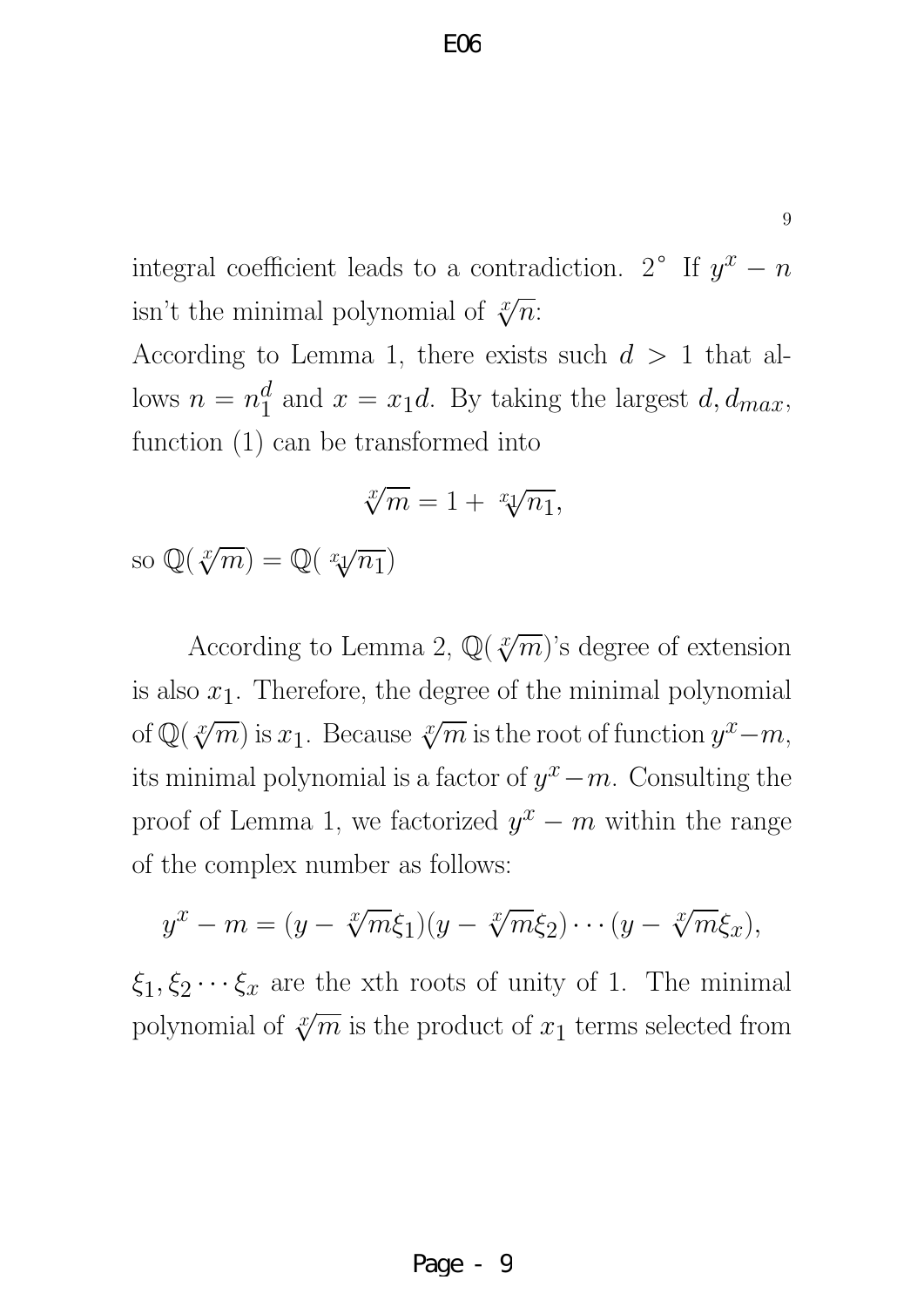integral coefficient leads to a contradiction. 2° If $y^x - n$ isn't the minimal polynomial of $\sqrt[x]{n}$:

According to Lemma 1, there exists such $d > 1$ that allows $n = n_1^d$ and $x = x_1 d$. By taking the largest $d, d_{max}$, function (1) can be transformed into

$$\sqrt[x]{m} = 1 + \sqrt[x_1]{n_1},$$

so $\mathbb{Q}(\sqrt[x]{m}) = \mathbb{Q}(\sqrt[x_1]{n_1})$

According to Lemma 2, $\mathbb{Q}(\sqrt[x]{m})$'s degree of extension is also $x_1$. Therefore, the degree of the minimal polynomial of $\mathbb{Q}(\sqrt[x]{m})$ is $x_1$. Because $\sqrt[x]{m}$ is the root of function $y^x - m$, its minimal polynomial is a factor of $y^x - m$. Consulting the proof of Lemma 1, we factorized $y^x - m$ within the range of the complex number as follows:

$$y^x - m = (y - \sqrt[x]{m}\xi_1)(y - \sqrt[x]{m}\xi_2) \cdots (y - \sqrt[x]{m}\xi_x),$$

$\xi_1, \xi_2 \cdots \xi_x$ are the xth roots of unity of 1. The minimal polynomial of $\sqrt[x]{m}$ is the product of $x_1$ terms selected from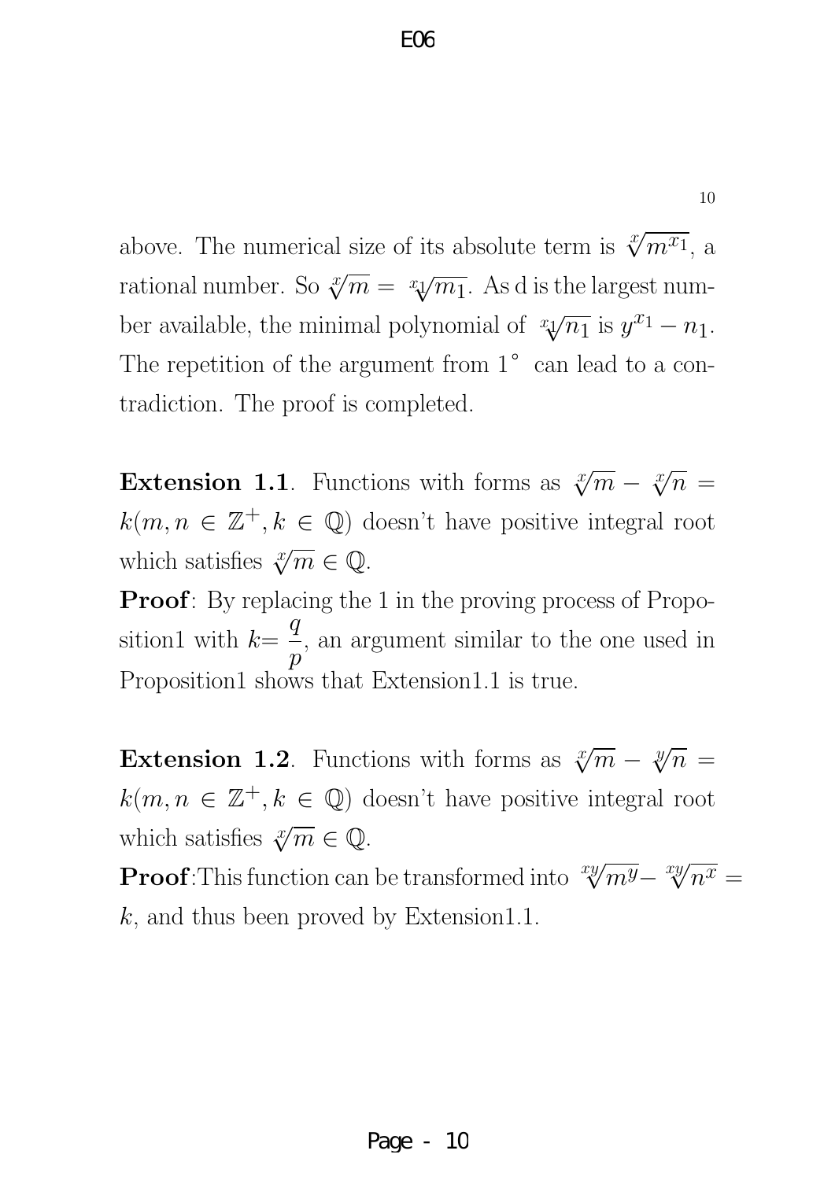above. The numerical size of its absolute term is $\sqrt[x]{m^{x_1}}$, a rational number. So $\sqrt[x]{m} = \sqrt[x_1]{m_1}$. As d is the largest number available, the minimal polynomial of $\sqrt[x_1]{n_1}$ is $y^{x_1} - n_1$. The repetition of the argument from 1° can lead to a contradiction. The proof is completed.

**Extension 1.1**. Functions with forms as $\sqrt[x]{m} - \sqrt[x]{n} = k (m, n \in \mathbb{Z}^+, k \in \mathbb{Q})$ doesn't have positive integral root which satisfies $\sqrt[x]{m} \in \mathbb{Q}$.

**Proof**: By replacing the 1 in the proving process of Proposition1 with $k = \dfrac{q}{p}$, an argument similar to the one used in Proposition1 shows that Extension1.1 is true.

**Extension 1.2**. Functions with forms as $\sqrt[x]{m} - \sqrt[y]{n} = k (m, n \in \mathbb{Z}^+, k \in \mathbb{Q})$ doesn't have positive integral root which satisfies $\sqrt[x]{m} \in \mathbb{Q}$.

**Proof**:This function can be transformed into $\sqrt[xy]{m^y} - \sqrt[xy]{n^x} = k$, and thus been proved by Extension1.1.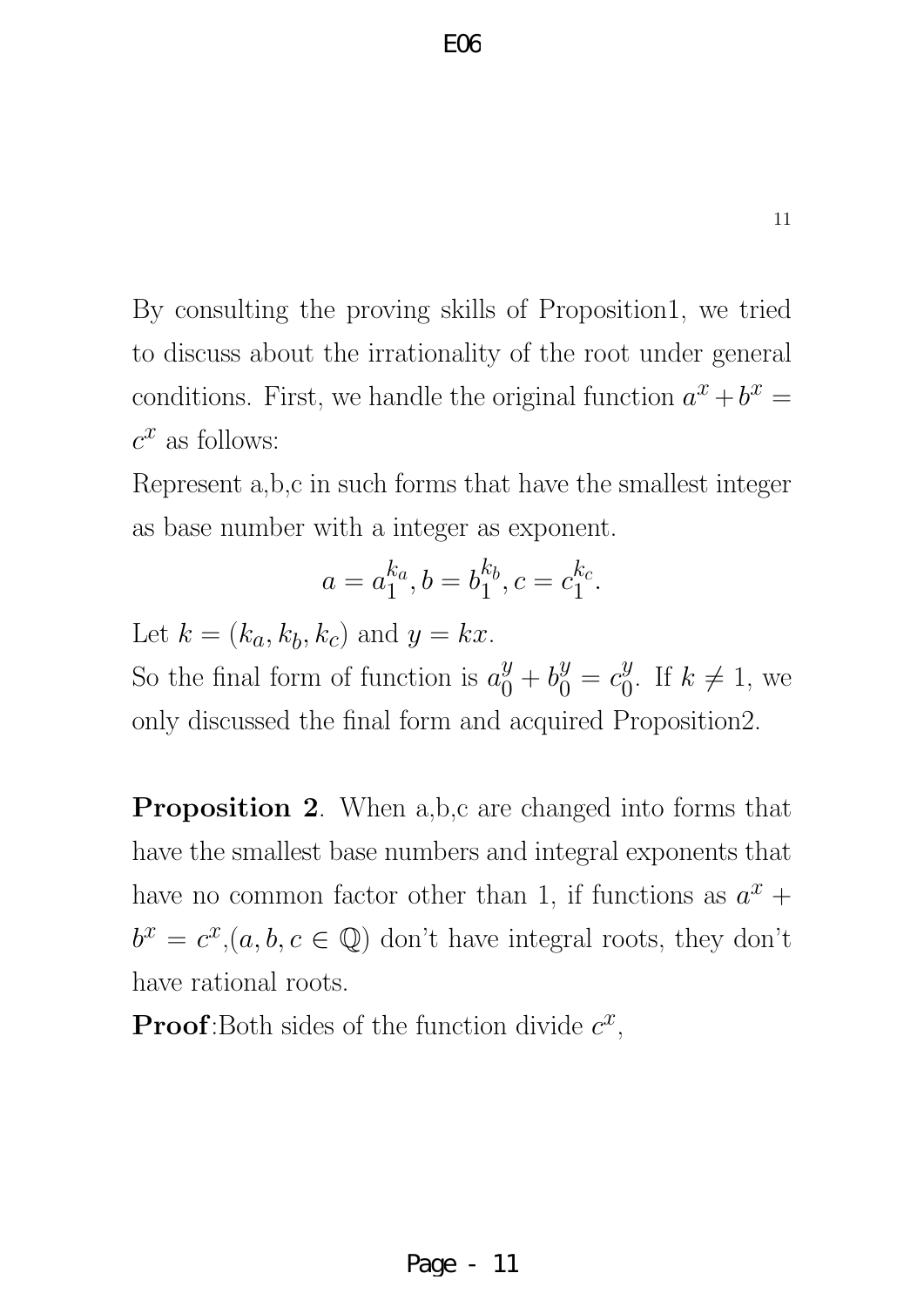By consulting the proving skills of Proposition1, we tried to discuss about the irrationality of the root under general conditions. First, we handle the original function $a^x + b^x = c^x$ as follows:

Represent a,b,c in such forms that have the smallest integer as base number with a integer as exponent.

$$a = a_1^{k_a}, b = b_1^{k_b}, c = c_1^{k_c}.$$

Let $k = (k_a, k_b, k_c)$ and $y = kx$.

So the final form of function is $a_0^y + b_0^y = c_0^y$. If $k \neq 1$, we only discussed the final form and acquired Proposition2.

**Proposition 2**. When a,b,c are changed into forms that have the smallest base numbers and integral exponents that have no common factor other than 1, if functions as $a^x + b^x = c^x$,$(a, b, c \in \mathbb{Q})$ don't have integral roots, they don't have rational roots.

**Proof**:Both sides of the function divide $c^x$,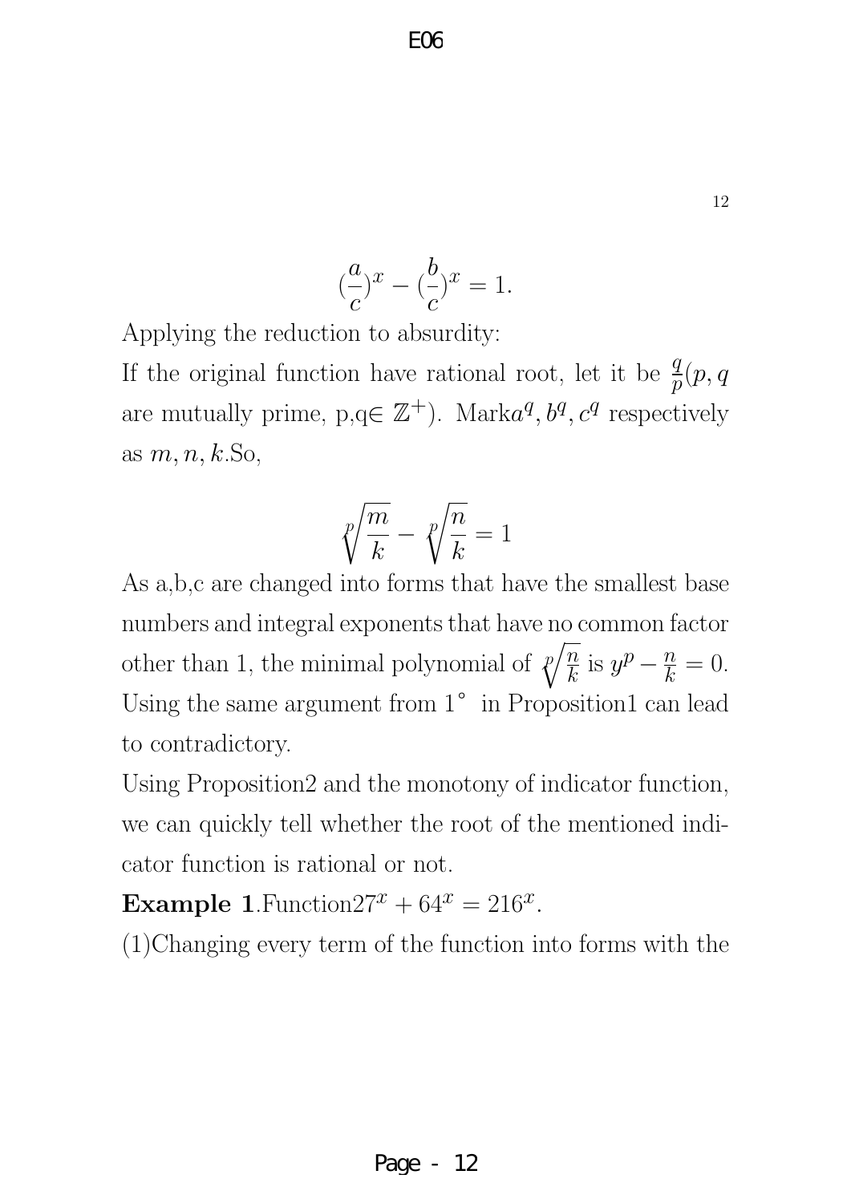$$(\frac{a}{c})^x - (\frac{b}{c})^x = 1.$$

Applying the reduction to absurdity:

If the original function have rational root, let it be $\frac{q}{p}(p, q$ are mutually prime, p,q$\in \mathbb{Z}^+)$. Mark$a^q, b^q, c^q$ respectively as $m, n, k$.So,

$$\sqrt[p]{\frac{m}{k}} - \sqrt[p]{\frac{n}{k}} = 1$$

As a,b,c are changed into forms that have the smallest base numbers and integral exponents that have no common factor other than 1, the minimal polynomial of $\sqrt[p]{\frac{n}{k}}$ is $y^p - \frac{n}{k} = 0$. Using the same argument from $1^\circ$ in Proposition1 can lead to contradictory.

Using Proposition2 and the monotony of indicator function, we can quickly tell whether the root of the mentioned indicator function is rational or not.

**Example 1**.Function$27^x + 64^x = 216^x$.

(1)Changing every term of the function into forms with the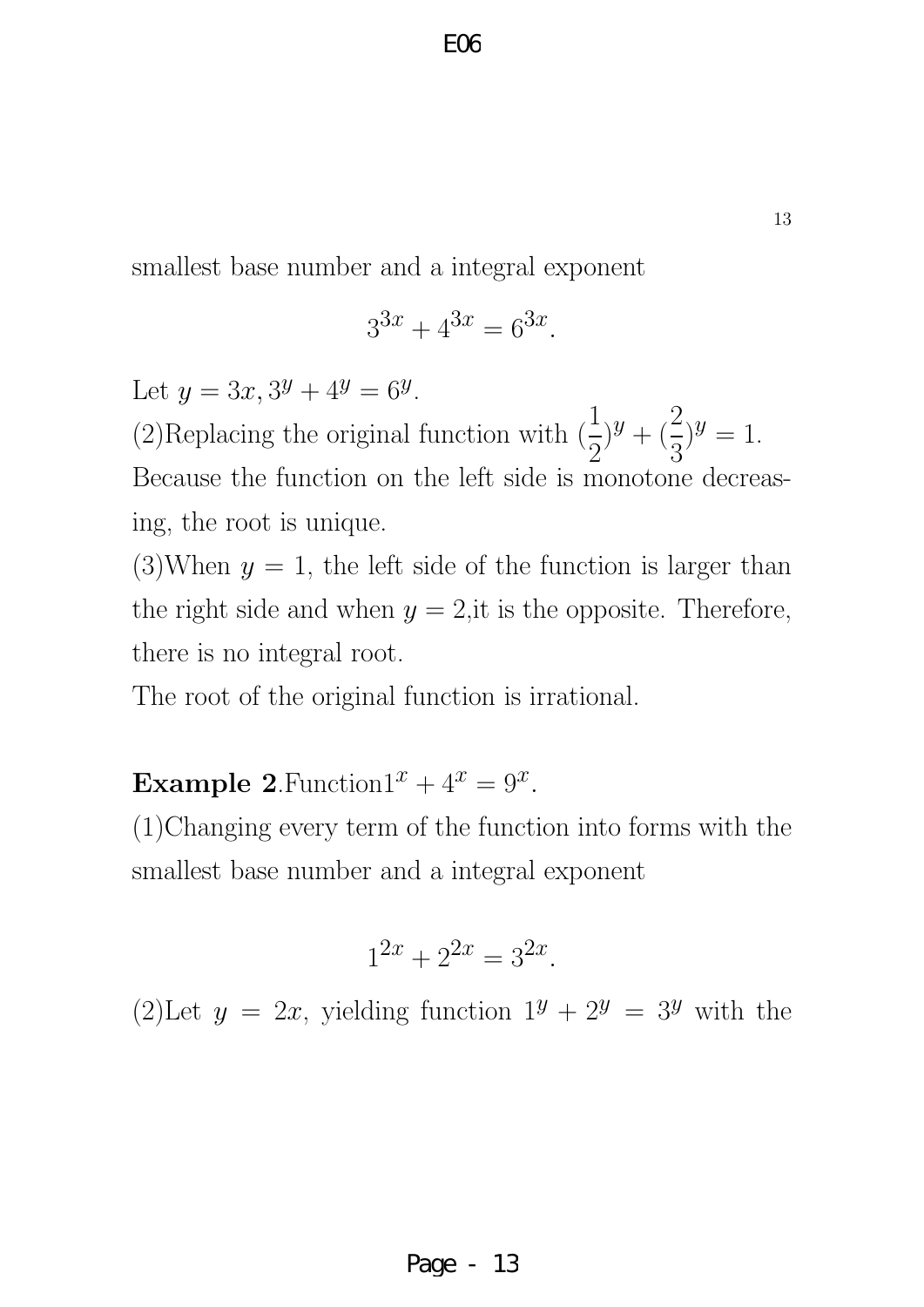smallest base number and a integral exponent

$$3^{3x} + 4^{3x} = 6^{3x}.$$

Let $y = 3x, 3^y + 4^y = 6^y$.

(2)Replacing the original function with $(\frac{1}{2})^y + (\frac{2}{3})^y = 1$. Because the function on the left side is monotone decreasing, the root is unique.

(3)When $y = 1$, the left side of the function is larger than the right side and when $y = 2$,it is the opposite. Therefore, there is no integral root.

The root of the original function is irrational.

**Example 2**.Function$1^x + 4^x = 9^x$.

(1)Changing every term of the function into forms with the smallest base number and a integral exponent

$$1^{2x} + 2^{2x} = 3^{2x}.$$

(2)Let $y = 2x$, yielding function $1^y + 2^y = 3^y$ with the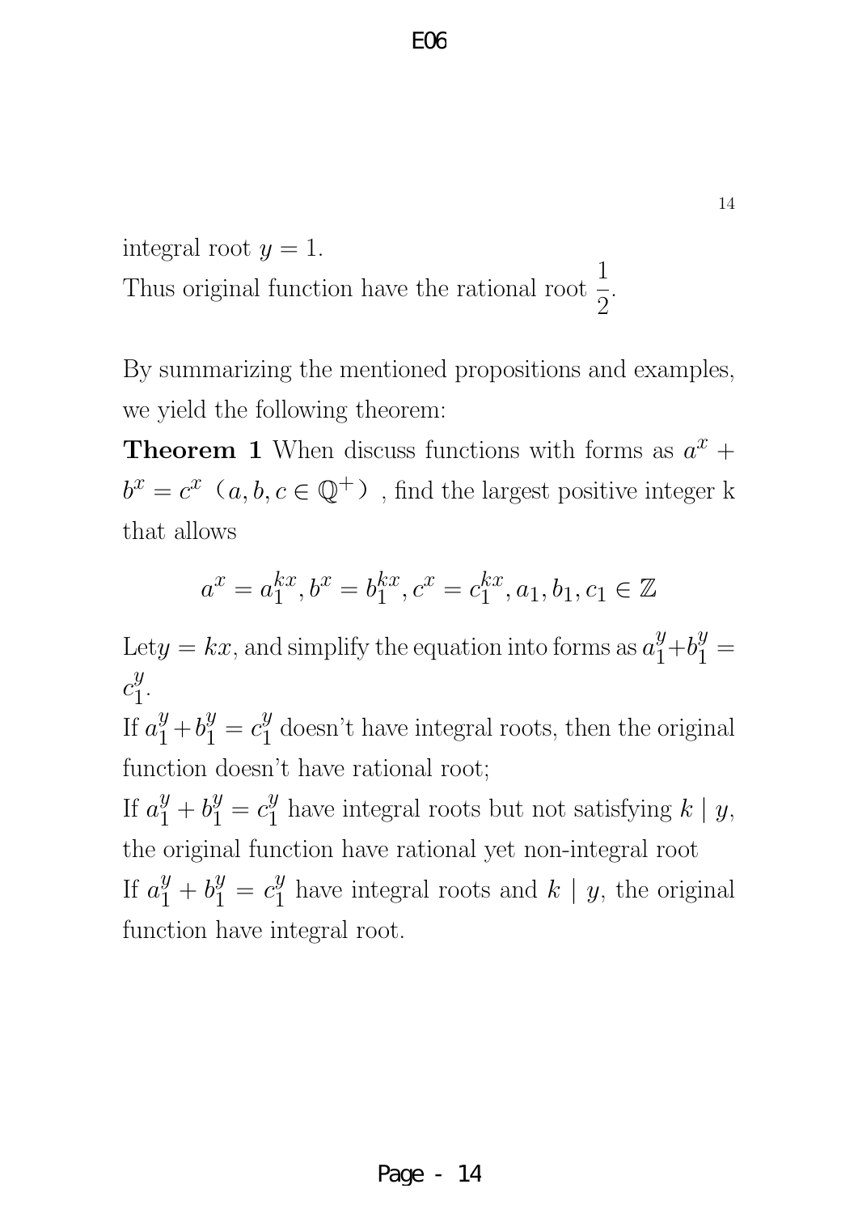integral root $y = 1$.
Thus original function have the rational root $\frac{1}{2}$.

By summarizing the mentioned propositions and examples, we yield the following theorem:

**Theorem 1** When discuss functions with forms as $a^x + b^x = c^x$ （$a, b, c \in \mathbb{Q}^+$）, find the largest positive integer k that allows

$$a^x = a_1^{kx}, b^x = b_1^{kx}, c^x = c_1^{kx}, a_1, b_1, c_1 \in \mathbb{Z}$$

Let$y = kx$, and simplify the equation into forms as $a_1^y + b_1^y = c_1^y$.
If $a_1^y + b_1^y = c_1^y$ doesn't have integral roots, then the original function doesn't have rational root;
If $a_1^y + b_1^y = c_1^y$ have integral roots but not satisfying $k \mid y$, the original function have rational yet non-integral root
If $a_1^y + b_1^y = c_1^y$ have integral roots and $k \mid y$, the original function have integral root.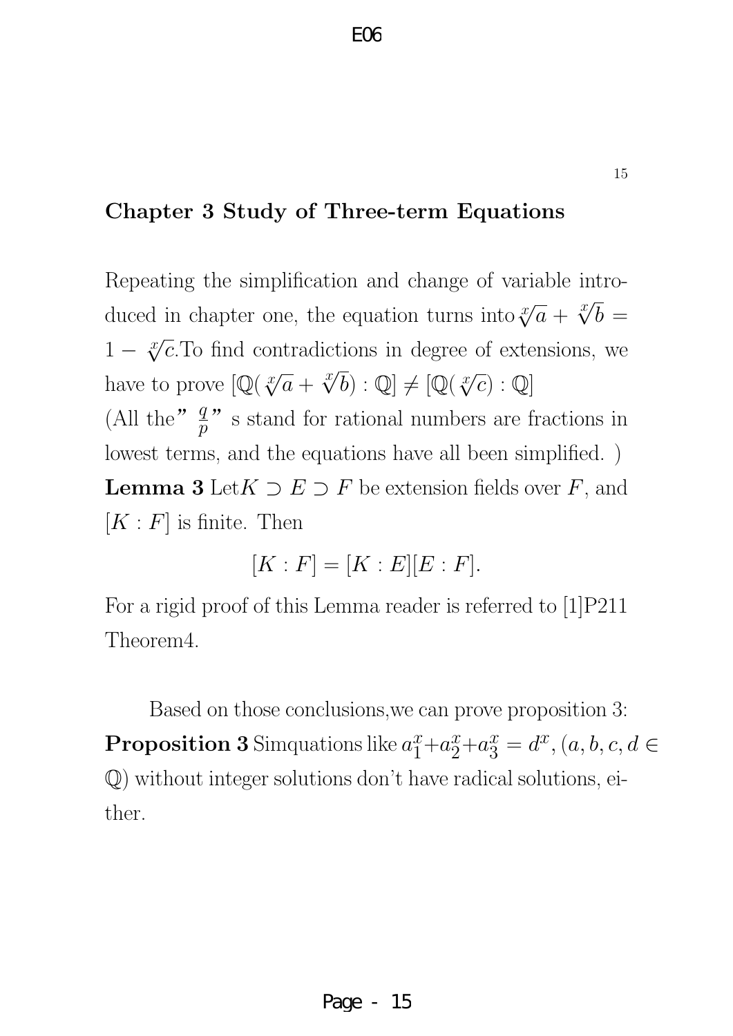## Chapter 3 Study of Three-term Equations

Repeating the simplification and change of variable introduced in chapter one, the equation turns into $\sqrt[x]{a} + \sqrt[x]{b} = 1 - \sqrt[x]{c}$.To find contradictions in degree of extensions, we have to prove $[\mathbb{Q}(\sqrt[x]{a} + \sqrt[x]{b}) : \mathbb{Q}] \neq [\mathbb{Q}(\sqrt[x]{c}) : \mathbb{Q}]$

(All the" $\frac{q}{p}$ " s stand for rational numbers are fractions in lowest terms, and the equations have all been simplified. )

**Lemma 3** Let $K \supset E \supset F$ be extension fields over $F$, and $[K : F]$ is finite. Then

$$[K : F] = [K : E][E : F].$$

For a rigid proof of this Lemma reader is referred to [1]P211 Theorem4.

Based on those conclusions,we can prove proposition 3:

**Proposition 3** Simquations like $a_1^x + a_2^x + a_3^x = d^x, (a, b, c, d \in \mathbb{Q})$ without integer solutions don't have radical solutions, either.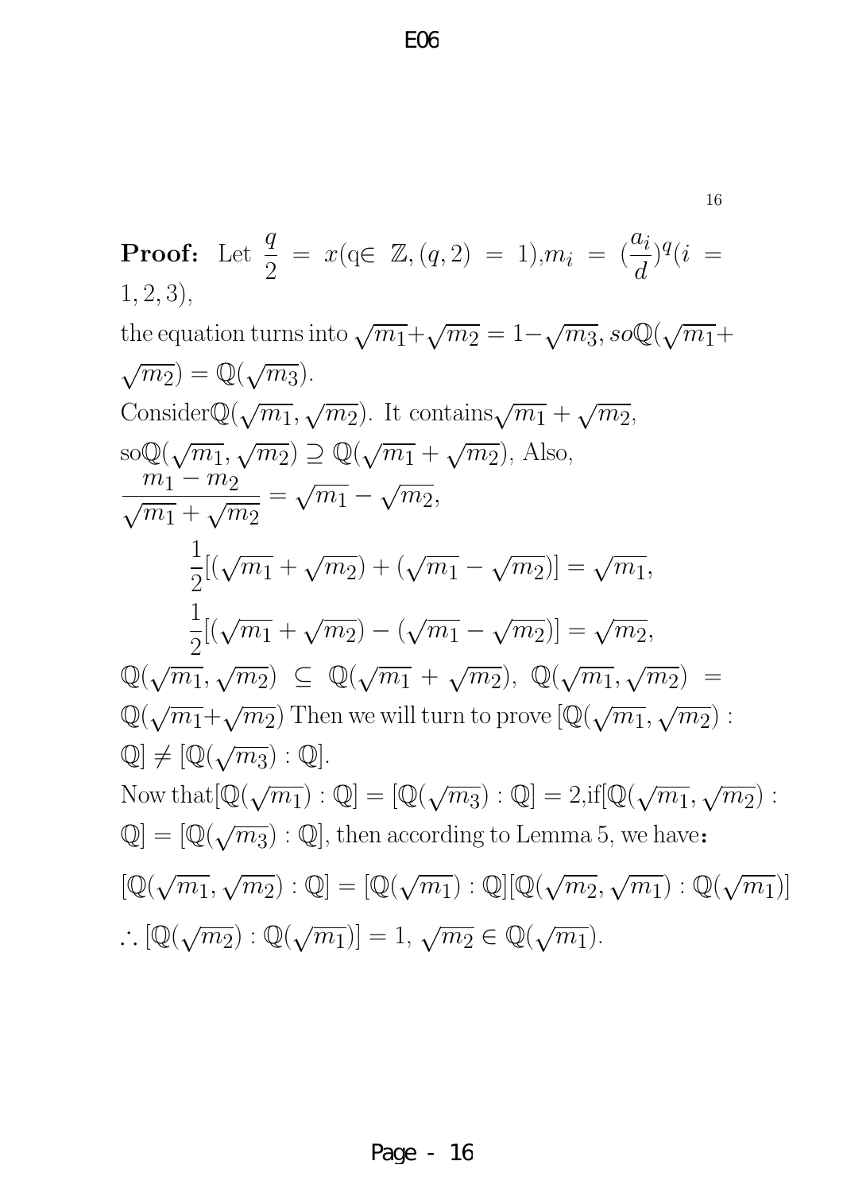**Proof:** Let $\dfrac{q}{2} = x$(q$\in$ $\mathbb{Z}, (q,2) = 1$),$m_i = (\dfrac{a_i}{d})^q (i = 1,2,3)$,

the equation turns into $\sqrt{m_1}+\sqrt{m_2} = 1-\sqrt{m_3}$, $so \mathbb{Q}(\sqrt{m_1}+\sqrt{m_2}) = \mathbb{Q}(\sqrt{m_3})$.

Consider$\mathbb{Q}(\sqrt{m_1}, \sqrt{m_2})$. It contains$\sqrt{m_1}+\sqrt{m_2}$, so$\mathbb{Q}(\sqrt{m_1}, \sqrt{m_2}) \supseteq \mathbb{Q}(\sqrt{m_1}+\sqrt{m_2})$, Also,

$$\frac{m_1 - m_2}{\sqrt{m_1}+\sqrt{m_2}} = \sqrt{m_1} - \sqrt{m_2},$$

$$\frac{1}{2}[(\sqrt{m_1}+\sqrt{m_2}) + (\sqrt{m_1} - \sqrt{m_2})] = \sqrt{m_1},$$

$$\frac{1}{2}[(\sqrt{m_1}+\sqrt{m_2}) - (\sqrt{m_1} - \sqrt{m_2})] = \sqrt{m_2},$$

$\mathbb{Q}(\sqrt{m_1}, \sqrt{m_2}) \subseteq \mathbb{Q}(\sqrt{m_1}+\sqrt{m_2})$, $\mathbb{Q}(\sqrt{m_1}, \sqrt{m_2}) = \mathbb{Q}(\sqrt{m_1}+\sqrt{m_2})$ Then we will turn to prove $[\mathbb{Q}(\sqrt{m_1}, \sqrt{m_2}) : \mathbb{Q}] \neq [\mathbb{Q}(\sqrt{m_3}) : \mathbb{Q}]$.

Now that$[\mathbb{Q}(\sqrt{m_1}) : \mathbb{Q}] = [\mathbb{Q}(\sqrt{m_3}) : \mathbb{Q}] = 2$,if$[\mathbb{Q}(\sqrt{m_1}, \sqrt{m_2}) : \mathbb{Q}] = [\mathbb{Q}(\sqrt{m_3}) : \mathbb{Q}]$, then according to Lemma 5, we have:

$$[\mathbb{Q}(\sqrt{m_1}, \sqrt{m_2}) : \mathbb{Q}] = [\mathbb{Q}(\sqrt{m_1}) : \mathbb{Q}][\mathbb{Q}(\sqrt{m_2}, \sqrt{m_1}) : \mathbb{Q}(\sqrt{m_1})]$$

$\therefore [\mathbb{Q}(\sqrt{m_2}) : \mathbb{Q}(\sqrt{m_1})] = 1$, $\sqrt{m_2} \in \mathbb{Q}(\sqrt{m_1})$.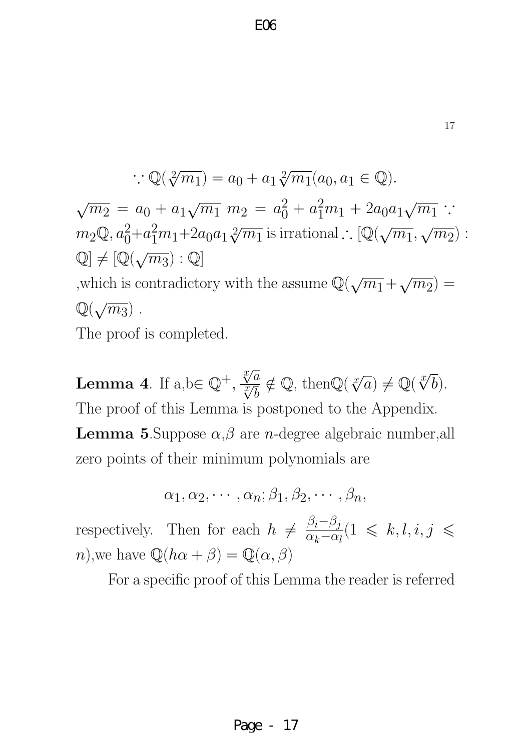$$\because \mathbb{Q}(\sqrt[2]{m_1}) = a_0 + a_1\sqrt[2]{m_1}(a_0, a_1 \in \mathbb{Q}).$$

$\sqrt{m_2} = a_0 + a_1\sqrt{m_1}$ $m_2 = a_0^2 + a_1^2 m_1 + 2a_0a_1\sqrt{m_1}$ $\because$ $m_2\mathbb{Q}, a_0^2+a_1^2m_1+2a_0a_1\sqrt[2]{m_1}$ is irrational $\therefore$ $[\mathbb{Q}(\sqrt{m_1}, \sqrt{m_2}) : \mathbb{Q}] \neq [\mathbb{Q}(\sqrt{m_3}) : \mathbb{Q}]$

,which is contradictory with the assume $\mathbb{Q}(\sqrt{m_1}+\sqrt{m_2}) = \mathbb{Q}(\sqrt{m_3})$ .

The proof is completed.

**Lemma 4**. If a,b$\in \mathbb{Q}^+$, $\frac{\sqrt[x]{a}}{\sqrt[x]{b}} \notin \mathbb{Q}$, then$\mathbb{Q}(\sqrt[x]{a}) \neq \mathbb{Q}(\sqrt[x]{b})$.
The proof of this Lemma is postponed to the Appendix.

**Lemma 5**.Suppose $\alpha$,$\beta$ are $n$-degree algebraic number,all zero points of their minimum polynomials are

$$\alpha_1, \alpha_2, \cdots, \alpha_n; \beta_1, \beta_2, \cdots, \beta_n,$$

respectively. Then for each $h \neq \frac{\beta_i - \beta_j}{\alpha_k - \alpha_l}(1 \leqslant k, l, i, j \leqslant n)$,we have $\mathbb{Q}(h\alpha + \beta) = \mathbb{Q}(\alpha, \beta)$

For a specific proof of this Lemma the reader is referred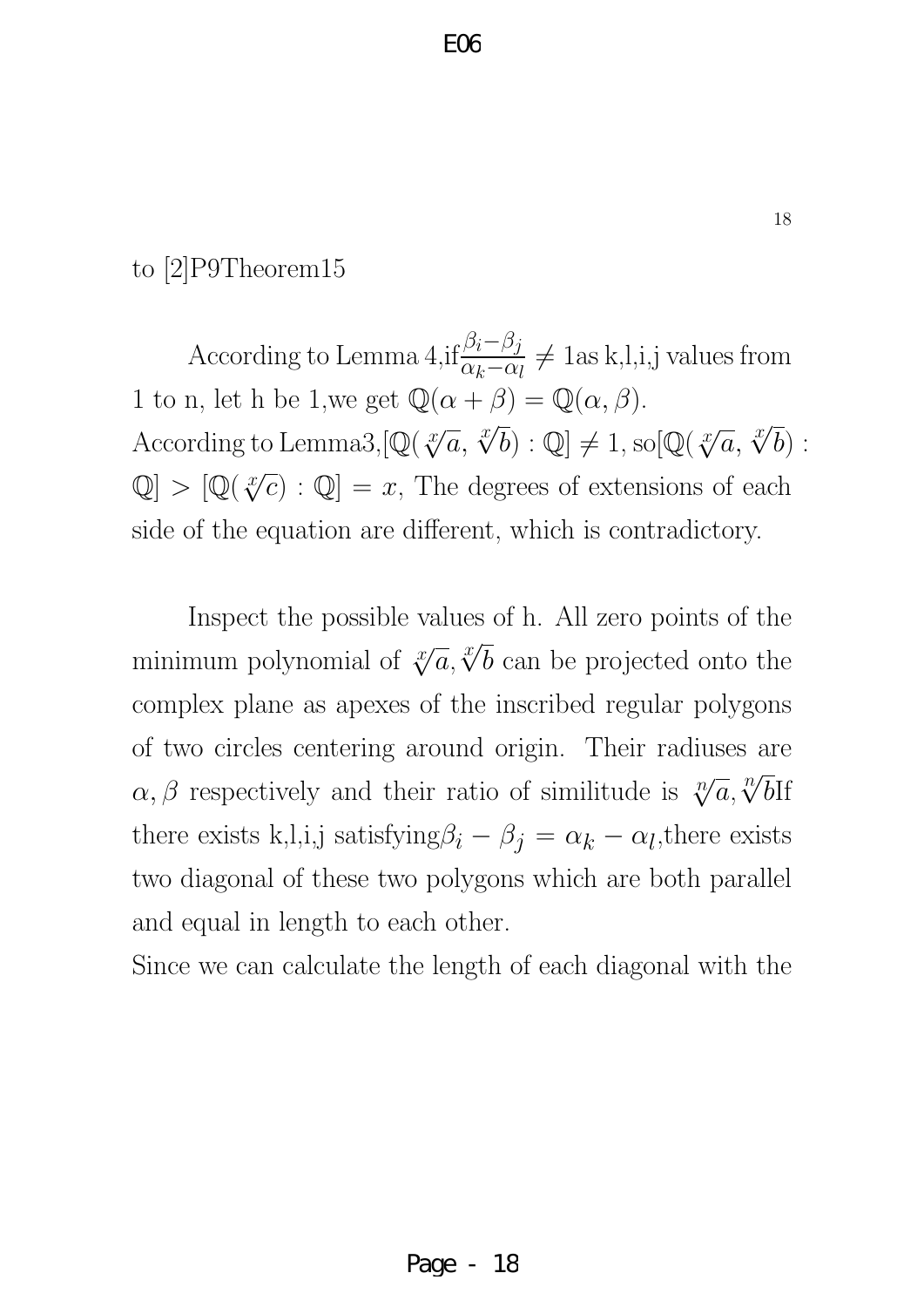to [2]P9Theorem15

According to Lemma 4,if$\frac{\beta_i-\beta_j}{\alpha_k-\alpha_l} \neq 1$as k,l,i,j values from 1 to n, let h be 1,we get $\mathbb{Q}(\alpha+\beta) = \mathbb{Q}(\alpha, \beta)$.
According to Lemma3,$[\mathbb{Q}(\sqrt[x]{a}, \sqrt[x]{b}) : \mathbb{Q}] \neq 1$, so$[\mathbb{Q}(\sqrt[x]{a}, \sqrt[x]{b}) : \mathbb{Q}] > [\mathbb{Q}(\sqrt[x]{c}) : \mathbb{Q}] = x$, The degrees of extensions of each side of the equation are different, which is contradictory.

Inspect the possible values of h. All zero points of the minimum polynomial of $\sqrt[x]{a}, \sqrt[x]{b}$ can be projected onto the complex plane as apexes of the inscribed regular polygons of two circles centering around origin. Their radiuses are $\alpha, \beta$ respectively and their ratio of similitude is $\sqrt[n]{a}, \sqrt[n]{b}$If there exists k,l,i,j satisfying$\beta_i - \beta_j = \alpha_k - \alpha_l$,there exists two diagonal of these two polygons which are both parallel and equal in length to each other.
Since we can calculate the length of each diagonal with the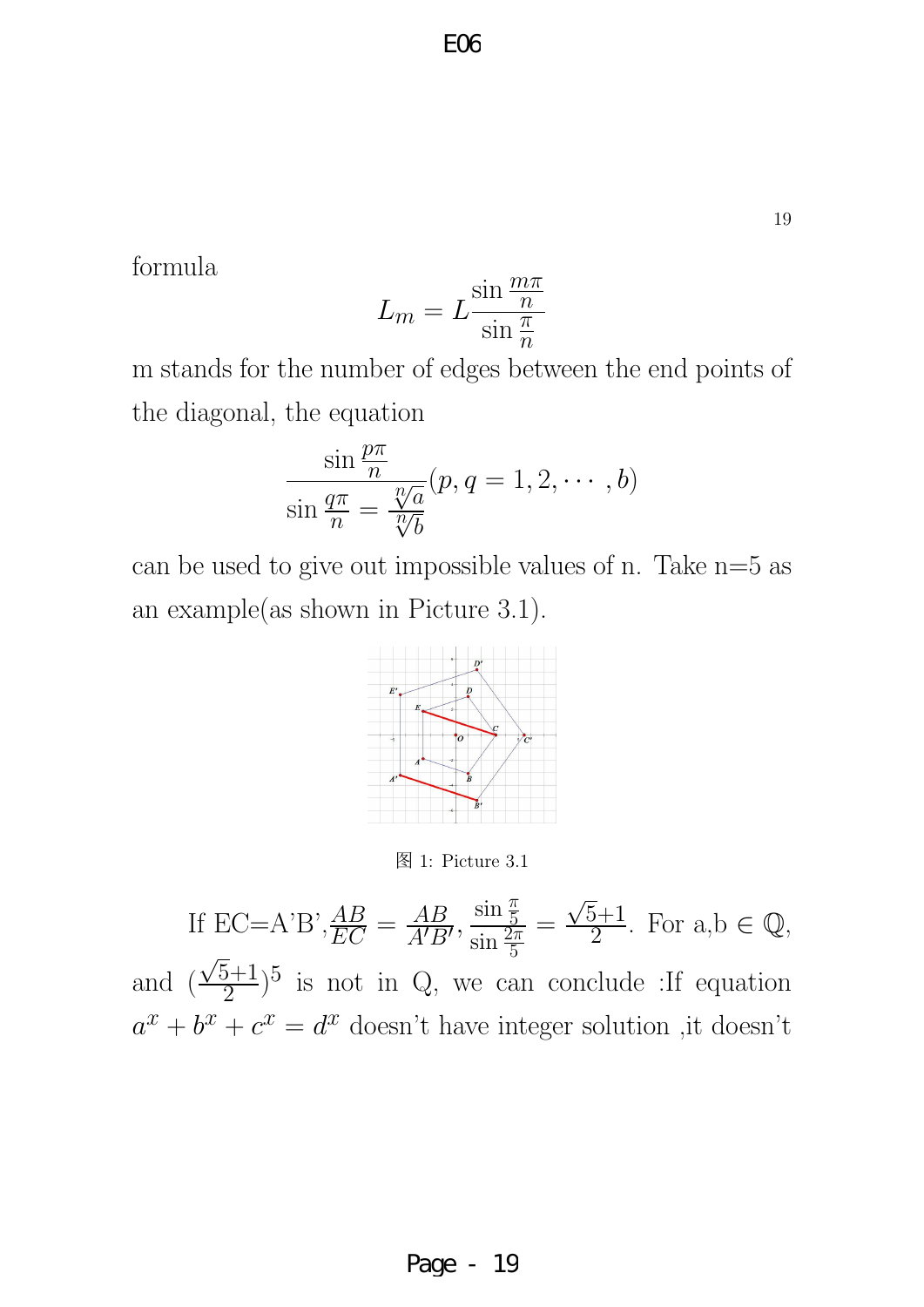formula

$$L_m = L\frac{\sin\frac{m\pi}{n}}{\sin\frac{\pi}{n}}$$

m stands for the number of edges between the end points of the diagonal, the equation

$$\frac{\sin\frac{p\pi}{n}}{\sin\frac{q\pi}{n} = \frac{\sqrt[n]{a}}{\sqrt[n]{b}}}(p, q = 1, 2, \cdots, b)$$

can be used to give out impossible values of n. Take n=5 as an example(as shown in Picture 3.1).

图 1: Picture 3.1

If EC=A'B',$\frac{AB}{EC} = \frac{AB}{A'B'}, \frac{\sin\frac{\pi}{5}}{\sin\frac{2\pi}{5}} = \frac{\sqrt{5}+1}{2}$. For a,b $\in \mathbb{Q}$, and $(\frac{\sqrt{5}+1}{2})^5$ is not in Q, we can conclude :If equation $a^x + b^x + c^x = d^x$ doesn't have integer solution ,it doesn't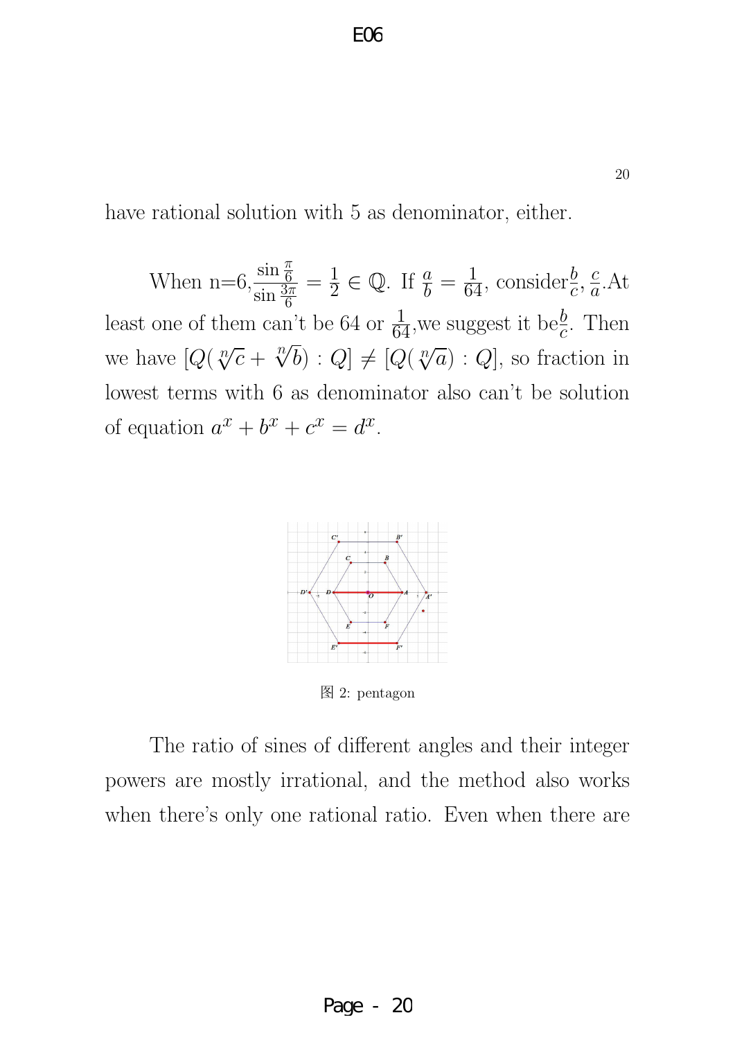have rational solution with 5 as denominator, either.

When n=6,$\frac{\sin\frac{\pi}{6}}{\sin\frac{3\pi}{6}} = \frac{1}{2} \in \mathbb{Q}$. If $\frac{a}{b} = \frac{1}{64}$, consider$\frac{b}{c}, \frac{c}{a}$.At least one of them can't be 64 or $\frac{1}{64}$,we suggest it be$\frac{b}{c}$. Then we have $[Q(\sqrt[n]{c} + \sqrt[n]{b}) : Q] \neq [Q(\sqrt[n]{a}) : Q]$, so fraction in lowest terms with 6 as denominator also can't be solution of equation $a^x + b^x + c^x = d^x$.

图 2: pentagon

The ratio of sines of different angles and their integer powers are mostly irrational, and the method also works when there's only one rational ratio. Even when there are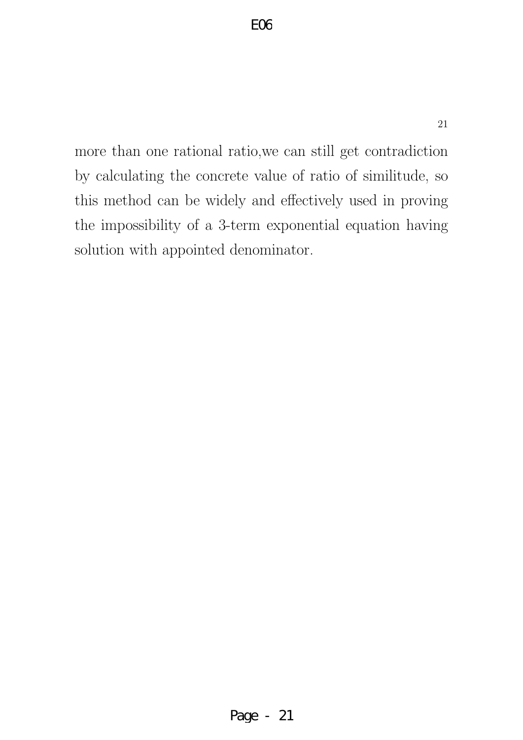more than one rational ratio,we can still get contradiction by calculating the concrete value of ratio of similitude, so this method can be widely and effectively used in proving the impossibility of a 3-term exponential equation having solution with appointed denominator.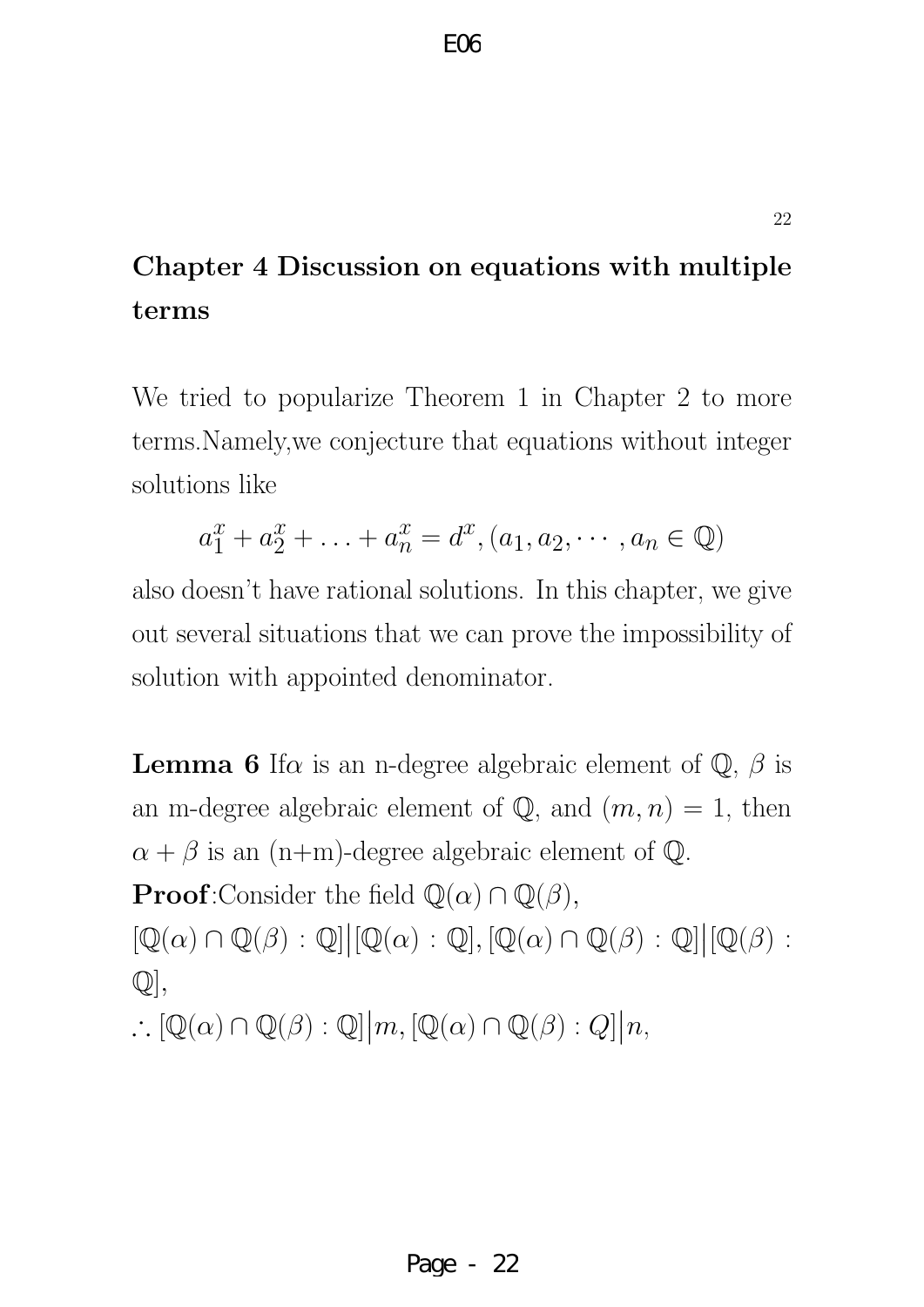## Chapter 4 Discussion on equations with multiple terms

We tried to popularize Theorem 1 in Chapter 2 to more terms.Namely,we conjecture that equations without integer solutions like

$$a_1^x + a_2^x + \ldots + a_n^x = d^x, (a_1, a_2, \cdots, a_n \in \mathbb{Q})$$

also doesn't have rational solutions. In this chapter, we give out several situations that we can prove the impossibility of solution with appointed denominator.

**Lemma 6** If$\alpha$ is an n-degree algebraic element of $\mathbb{Q}$, $\beta$ is an m-degree algebraic element of $\mathbb{Q}$, and $(m, n) = 1$, then $\alpha + \beta$ is an (n+m)-degree algebraic element of $\mathbb{Q}$.

**Proof**:Consider the field $\mathbb{Q}(\alpha) \cap \mathbb{Q}(\beta)$,

$[\mathbb{Q}(\alpha) \cap \mathbb{Q}(\beta) : \mathbb{Q}] \big| [\mathbb{Q}(\alpha) : \mathbb{Q}], [\mathbb{Q}(\alpha) \cap \mathbb{Q}(\beta) : \mathbb{Q}] \big| [\mathbb{Q}(\beta) : \mathbb{Q}]$,

$\therefore [\mathbb{Q}(\alpha) \cap \mathbb{Q}(\beta) : \mathbb{Q}] \big| m, [\mathbb{Q}(\alpha) \cap \mathbb{Q}(\beta) : Q] \big| n$,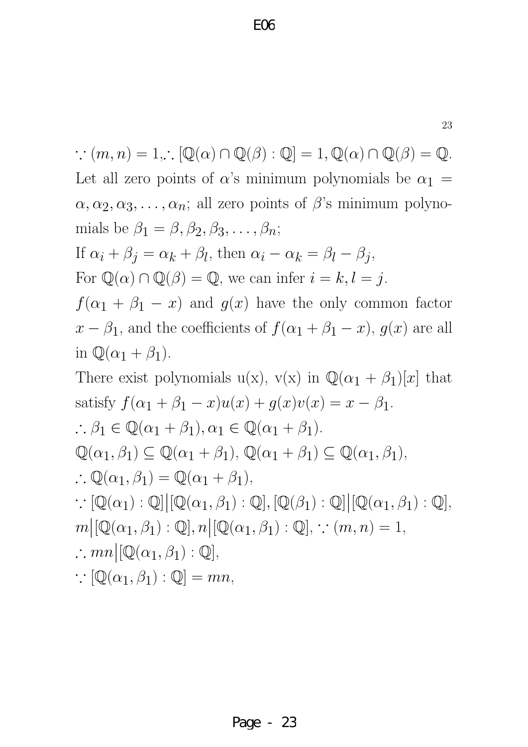$\because (m,n)=1, \therefore [\mathbb{Q}(\alpha)\cap\mathbb{Q}(\beta):\mathbb{Q}]=1, \mathbb{Q}(\alpha)\cap\mathbb{Q}(\beta)=\mathbb{Q}$.
Let all zero points of $\alpha$'s minimum polynomials be $\alpha_1 = \alpha, \alpha_2, \alpha_3, \ldots, \alpha_n$; all zero points of $\beta$'s minimum polynomials be $\beta_1 = \beta, \beta_2, \beta_3, \ldots, \beta_n$;

If $\alpha_i + \beta_j = \alpha_k + \beta_l$, then $\alpha_i - \alpha_k = \beta_l - \beta_j$,

For $\mathbb{Q}(\alpha)\cap\mathbb{Q}(\beta)=\mathbb{Q}$, we can infer $i=k, l=j$.

$f(\alpha_1+\beta_1-x)$ and $g(x)$ have the only common factor $x-\beta_1$, and the coefficients of $f(\alpha_1+\beta_1-x)$, $g(x)$ are all in $\mathbb{Q}(\alpha_1+\beta_1)$.

There exist polynomials u(x), v(x) in $\mathbb{Q}(\alpha_1+\beta_1)[x]$ that satisfy $f(\alpha_1+\beta_1-x)u(x)+g(x)v(x)=x-\beta_1$.

$\therefore \beta_1 \in \mathbb{Q}(\alpha_1+\beta_1), \alpha_1 \in \mathbb{Q}(\alpha_1+\beta_1)$.

$\mathbb{Q}(\alpha_1,\beta_1) \subseteq \mathbb{Q}(\alpha_1+\beta_1)$, $\mathbb{Q}(\alpha_1+\beta_1) \subseteq \mathbb{Q}(\alpha_1,\beta_1)$,

$\therefore \mathbb{Q}(\alpha_1,\beta_1) = \mathbb{Q}(\alpha_1+\beta_1)$,

$\because [\mathbb{Q}(\alpha_1):\mathbb{Q}] \big| [\mathbb{Q}(\alpha_1,\beta_1):\mathbb{Q}], [\mathbb{Q}(\beta_1):\mathbb{Q}] \big| [\mathbb{Q}(\alpha_1,\beta_1):\mathbb{Q}]$,

$m \big| [\mathbb{Q}(\alpha_1,\beta_1):\mathbb{Q}], n \big| [\mathbb{Q}(\alpha_1,\beta_1):\mathbb{Q}], \because (m,n)=1$,

$\therefore mn \big| [\mathbb{Q}(\alpha_1,\beta_1):\mathbb{Q}]$,

$\because [\mathbb{Q}(\alpha_1,\beta_1):\mathbb{Q}] = mn$,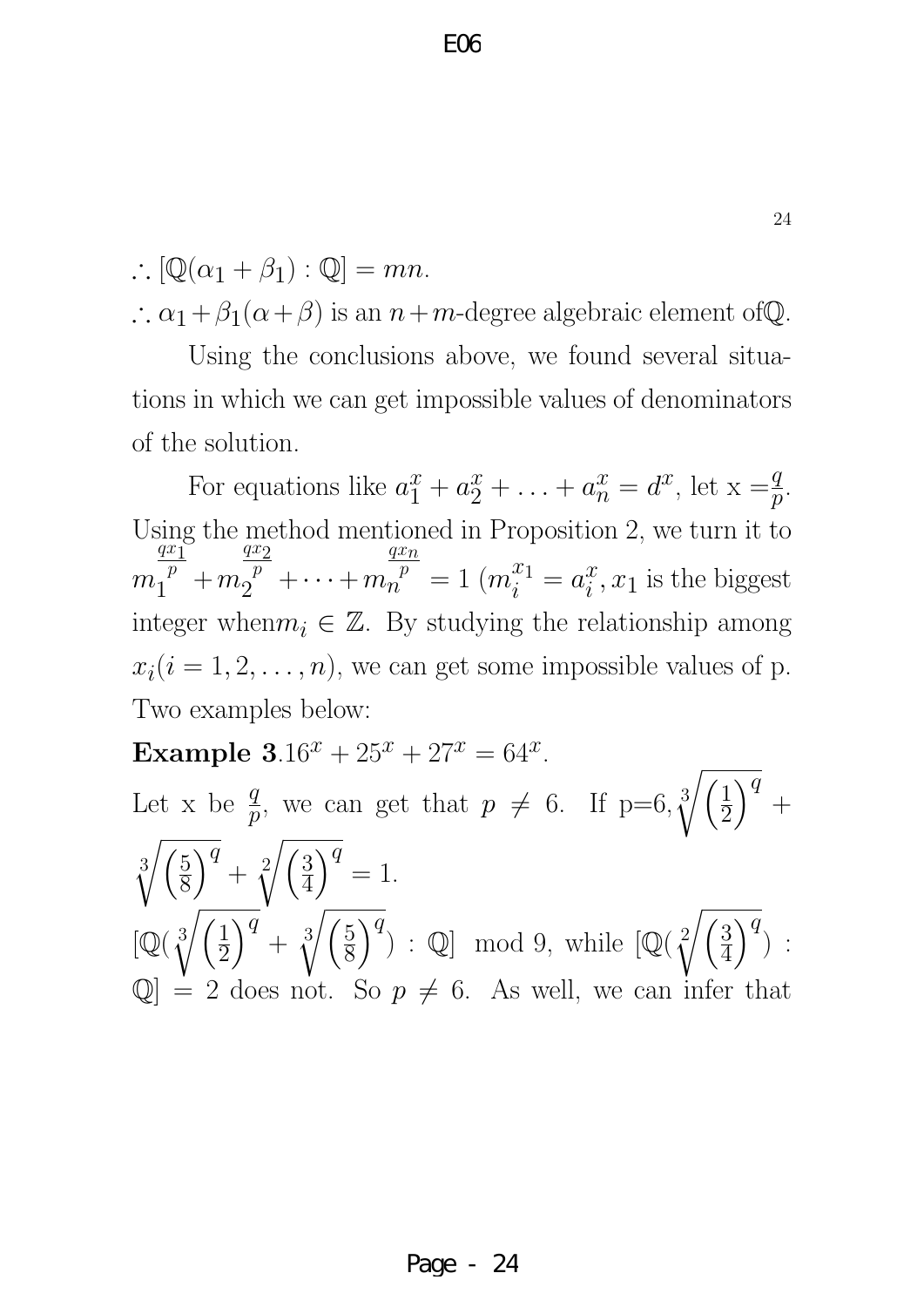$\therefore [\mathbb{Q}(\alpha_1 + \beta_1) : \mathbb{Q}] = mn.$

$\therefore \alpha_1 + \beta_1(\alpha + \beta)$ is an $n+m$-degree algebraic element of$\mathbb{Q}$.

Using the conclusions above, we found several situations in which we can get impossible values of denominators of the solution.

For equations like $a_1^x + a_2^x + \ldots + a_n^x = d^x$, let x $=\frac{q}{p}$. Using the method mentioned in Proposition 2, we turn it to $m_1^{\frac{qx_1}{p}} + m_2^{\frac{qx_2}{p}} + \cdots + m_n^{\frac{qx_n}{p}} = 1$ ($m_i^{x_1} = a_i^x, x_1$ is the biggest integer when$m_i \in \mathbb{Z}$. By studying the relationship among $x_i (i = 1, 2, \ldots, n)$, we can get some impossible values of p. Two examples below:

**Example 3**.$16^x + 25^x + 27^x = 64^x$.

Let x be $\frac{q}{p}$, we can get that $p \neq 6$. If p=6,$\sqrt[3]{\left(\frac{1}{2}\right)^q} + \sqrt[3]{\left(\frac{5}{8}\right)^q} + \sqrt[2]{\left(\frac{3}{4}\right)^q} = 1$.

$[\mathbb{Q}(\sqrt[3]{\left(\frac{1}{2}\right)^q} + \sqrt[3]{\left(\frac{5}{8}\right)^q}) : \mathbb{Q}] \mod 9$, while $[\mathbb{Q}(\sqrt[2]{\left(\frac{3}{4}\right)^q}) : \mathbb{Q}] = 2$ does not. So $p \neq 6$. As well, we can infer that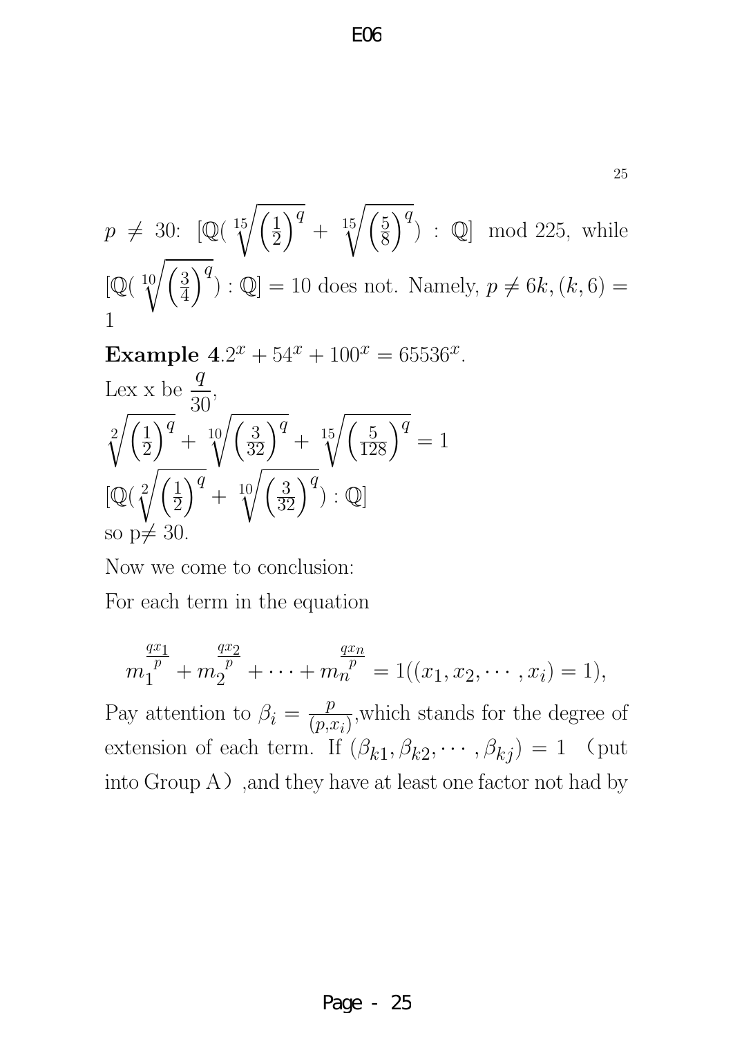$p \neq 30$: $[\mathbb{Q}(\sqrt[15]{\left(\frac{1}{2}\right)^q} + \sqrt[15]{\left(\frac{5}{8}\right)^q}) : \mathbb{Q}]$ mod 225, while $[\mathbb{Q}(\sqrt[10]{\left(\frac{3}{4}\right)^q}) : \mathbb{Q}] = 10$ does not. Namely, $p \neq 6k, (k,6) = 1$

**Example 4**.$2^x + 54^x + 100^x = 65536^x$.

Lex x be $\dfrac{q}{30}$,

$\sqrt[2]{\left(\frac{1}{2}\right)^q} + \sqrt[10]{\left(\frac{3}{32}\right)^q} + \sqrt[15]{\left(\frac{5}{128}\right)^q} = 1$

$[\mathbb{Q}(\sqrt[2]{\left(\frac{1}{2}\right)^q} + \sqrt[10]{\left(\frac{3}{32}\right)^q}) : \mathbb{Q}]$

so p$\neq$ 30.

Now we come to conclusion:

For each term in the equation

$$m_1^{\frac{qx_1}{p}} + m_2^{\frac{qx_2}{p}} + \cdots + m_n^{\frac{qx_n}{p}} = 1((x_1, x_2, \cdots, x_i) = 1),$$

Pay attention to $\beta_i = \frac{p}{(p,x_i)}$,which stands for the degree of extension of each term. If $(\beta_{k1}, \beta_{k2}, \cdots, \beta_{kj}) = 1$ （put into Group A）,and they have at least one factor not had by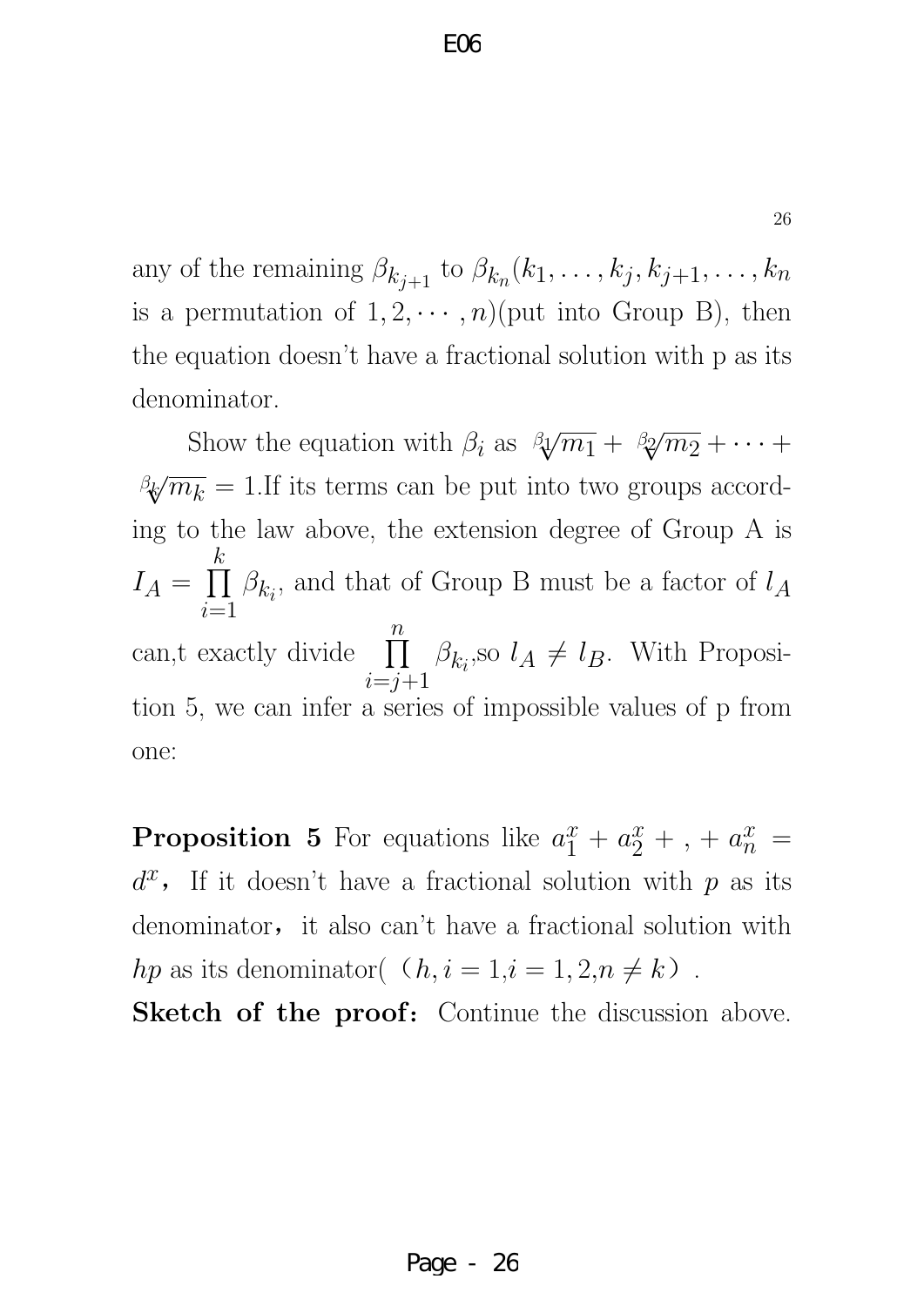any of the remaining $\beta_{k_{j+1}}$ to $\beta_{k_n}(k_1, \ldots, k_j, k_{j+1}, \ldots, k_n$ is a permutation of $1, 2, \cdots, n$)(put into Group B), then the equation doesn't have a fractional solution with p as its denominator.

Show the equation with $\beta_i$ as $\sqrt[\beta_1]{m_1} + \sqrt[\beta_2]{m_2} + \cdots + \sqrt[\beta_k]{m_k} = 1$.If its terms can be put into two groups according to the law above, the extension degree of Group A is $I_A = \prod_{i=1}^{k} \beta_{k_i}$, and that of Group B must be a factor of $l_A$ can,t exactly divide $\prod_{i=j+1}^{n} \beta_{k_i}$,so $l_A \neq l_B$. With Proposition 5, we can infer a series of impossible values of p from one:

**Proposition 5** For equations like $a_1^x + a_2^x + , + a_n^x = d^x$, If it doesn't have a fractional solution with $p$ as its denominator, it also can't have a fractional solution with $hp$ as its denominator( ($h, i = 1$,$i = 1, 2$,$n \neq k$).

**Sketch of the proof:** Continue the discussion above.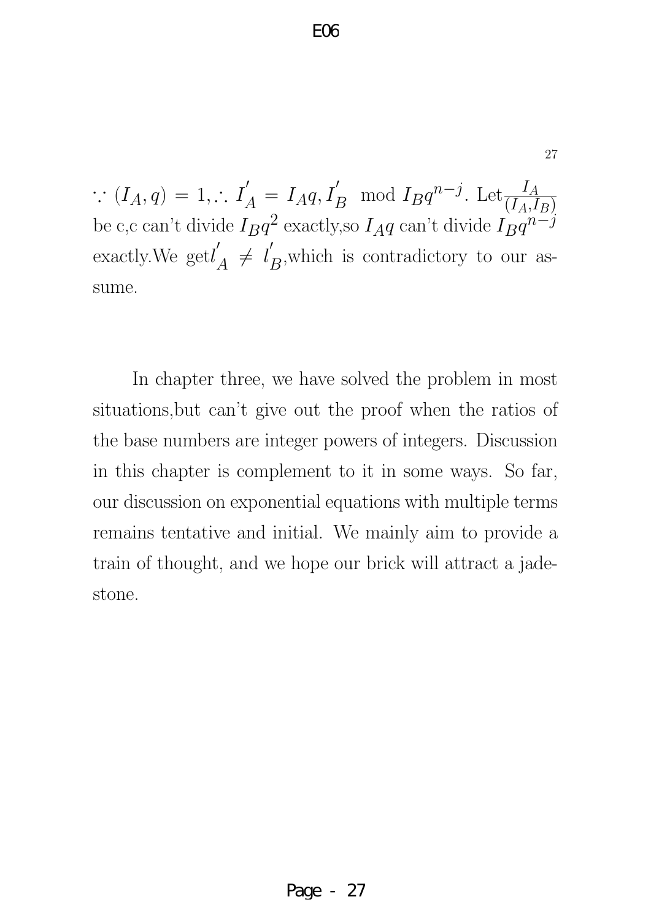$\because (I_A, q) = 1, \therefore I_A^{'} = I_A q, I_B^{'} \mod I_B q^{n-j}$. Let $\frac{I_A}{(I_A, I_B)}$ be c,c can't divide $I_B q^2$ exactly,so $I_A q$ can't divide $I_B q^{n-j}$ exactly.We get $l_A^{'} \neq l_B^{'}$,which is contradictory to our assume.

In chapter three, we have solved the problem in most situations,but can't give out the proof when the ratios of the base numbers are integer powers of integers. Discussion in this chapter is complement to it in some ways. So far, our discussion on exponential equations with multiple terms remains tentative and initial. We mainly aim to provide a train of thought, and we hope our brick will attract a jadestone.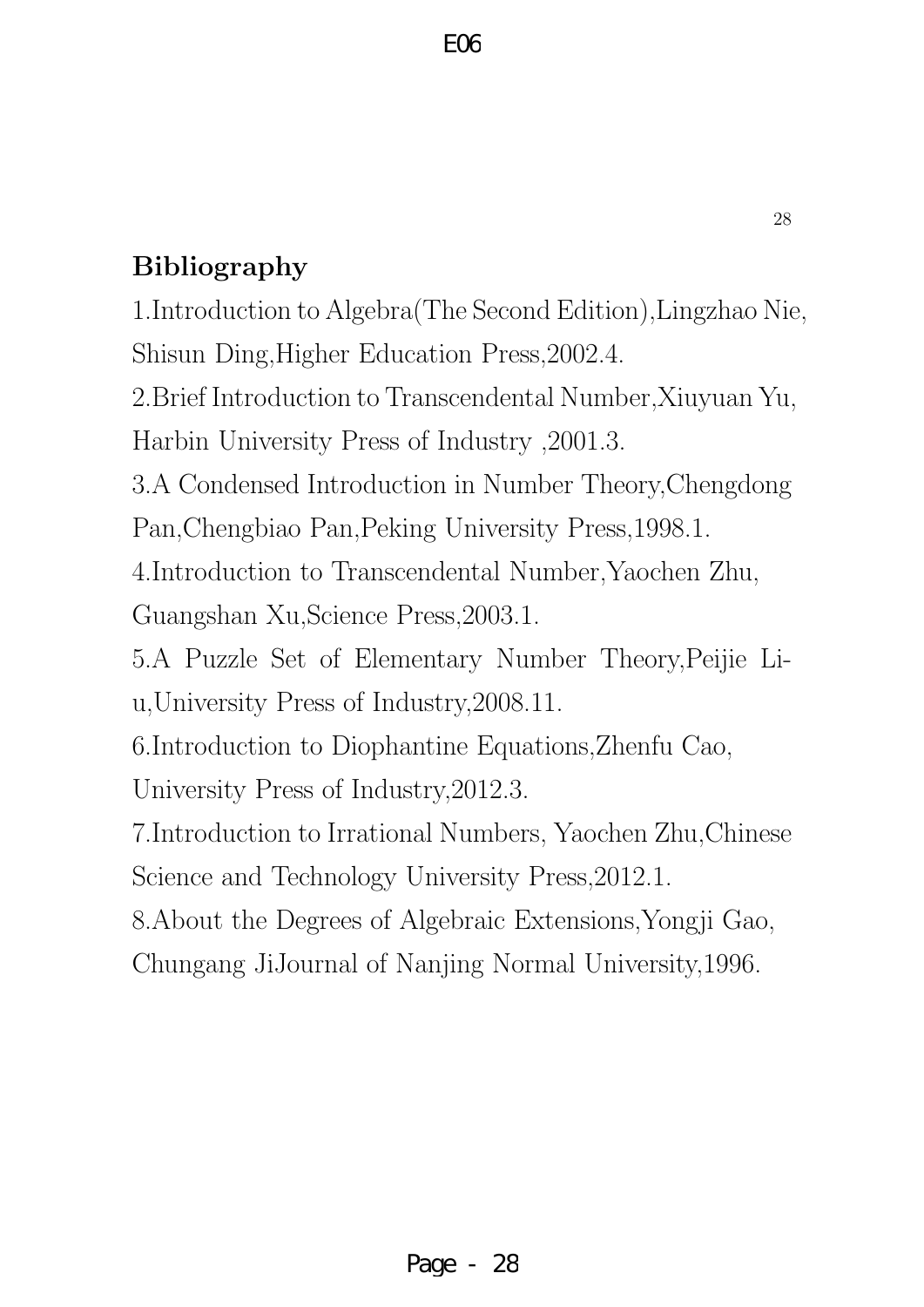## Bibliography

1.Introduction to Algebra(The Second Edition),Lingzhao Nie, Shisun Ding,Higher Education Press,2002.4.

2.Brief Introduction to Transcendental Number,Xiuyuan Yu, Harbin University Press of Industry ,2001.3.

3.A Condensed Introduction in Number Theory,Chengdong Pan,Chengbiao Pan,Peking University Press,1998.1.

4.Introduction to Transcendental Number,Yaochen Zhu, Guangshan Xu,Science Press,2003.1.

5.A Puzzle Set of Elementary Number Theory,Peijie Liu,University Press of Industry,2008.11.

6.Introduction to Diophantine Equations,Zhenfu Cao, University Press of Industry,2012.3.

7.Introduction to Irrational Numbers, Yaochen Zhu,Chinese Science and Technology University Press,2012.1.

8.About the Degrees of Algebraic Extensions,Yongji Gao, Chungang JiJournal of Nanjing Normal University,1996.